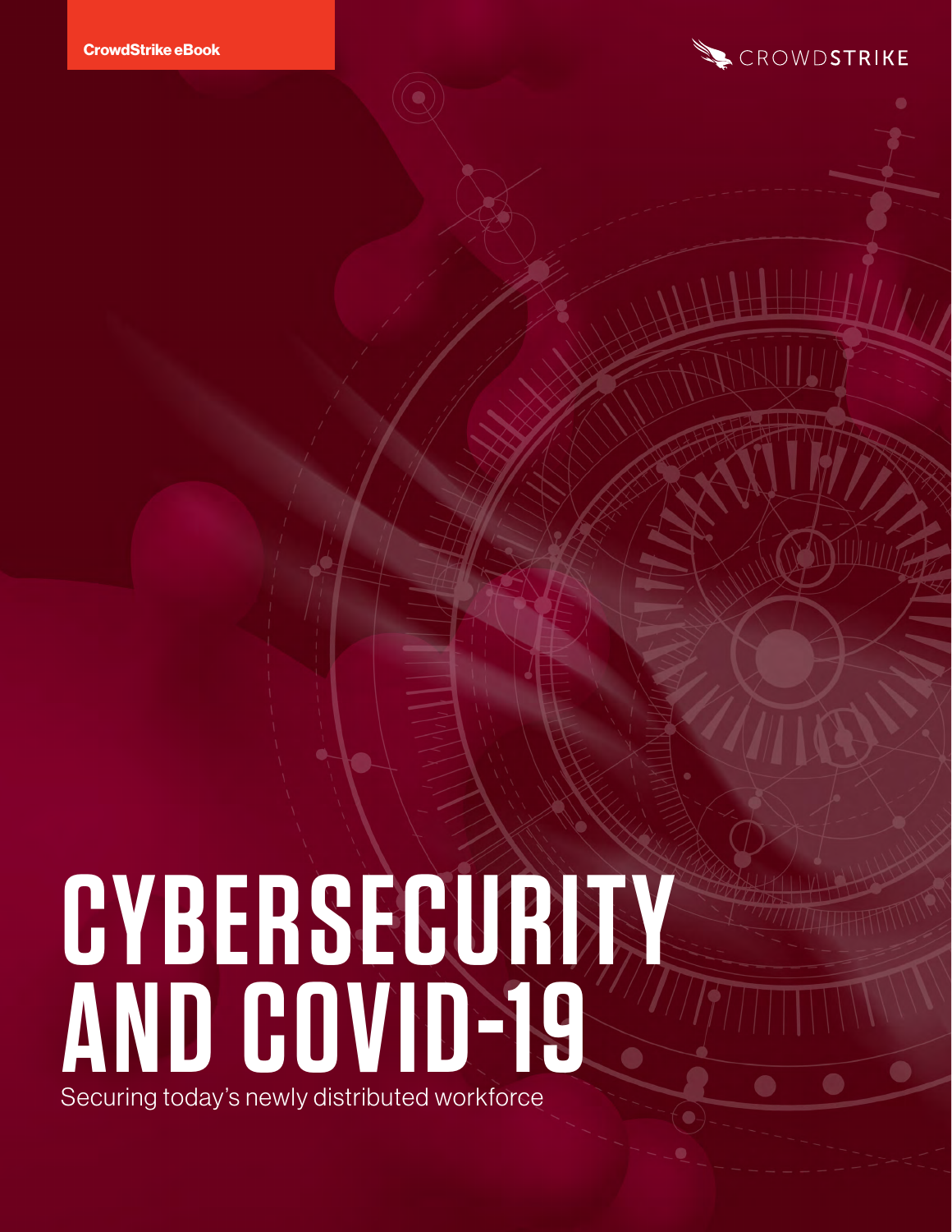CrowdStrike eBook

CROWDSTRIKE

# CYBERSECURITY AND COVID-19

Securing today's newly distributed workforce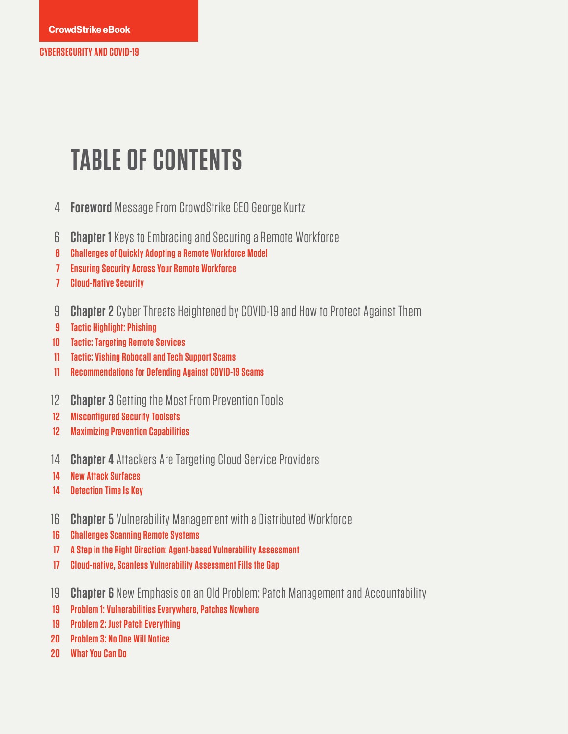CrowdStrike eBook

CYBERSECURITY AND COVID-19

# TABLE OF CONTENTS

4 **Foreword** Message From CrowdStrike CEO George Kurtz

6 **Chapter 1** Keys to Embracing and Securing a Remote Workforce

- 6 Challenges of Quickly Adopting a Remote Workforce Model
- 7 Ensuring Security Across Your Remote Workforce
- 7 Cloud-Native Security

9 **Chapter 2** Cyber Threats Heightened by COVID-19 and How to Protect Against Them

- 9 Tactic Highlight: Phishing
- 10 Tactic: Targeting Remote Services
- 11 Tactic: Vishing Robocall and Tech Support Scams
- 11 Recommendations for Defending Against COVID-19 Scams

12 **Chapter 3** Getting the Most From Prevention Tools

- 12 Misconfigured Security Toolsets
- 12 Maximizing Prevention Capabilities

14 **Chapter 4** Attackers Are Targeting Cloud Service Providers

- 14 New Attack Surfaces
- 14 Detection Time Is Key

16 **Chapter 5** Vulnerability Management with a Distributed Workforce

- 16 Challenges Scanning Remote Systems
- 17 A Step in the Right Direction: Agent-based Vulnerability Assessment
- 17 Cloud-native, Scanless Vulnerability Assessment Fills the Gap

19 **Chapter 6** New Emphasis on an Old Problem: Patch Management and Accountability

- 19 Problem 1: Vulnerabilities Everywhere, Patches Nowhere
- 19 Problem 2: Just Patch Everything
- 20 Problem 3: No One Will Notice
- 20 What You Can Do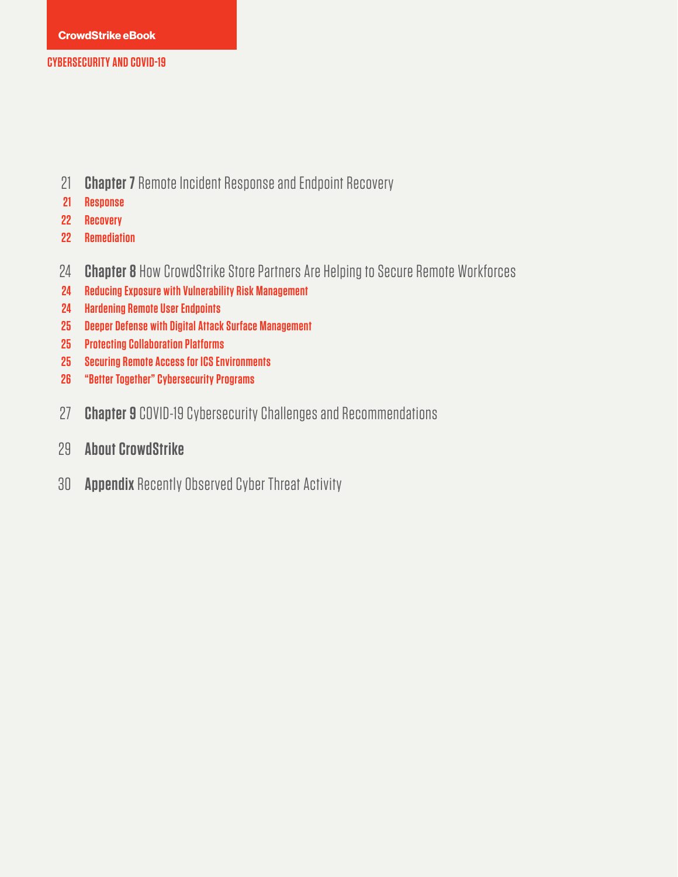21 **Chapter 7** Remote Incident Response and Endpoint Recovery

21 **Response**

22 **Recovery**

22 **Remediation**

24 **Chapter 8** How CrowdStrike Store Partners Are Helping to Secure Remote Workforces

24 **Reducing Exposure with Vulnerability Risk Management**

24 **Hardening Remote User Endpoints**

25 **Deeper Defense with Digital Attack Surface Management**

25 **Protecting Collaboration Platforms**

25 **Securing Remote Access for ICS Environments**

26 **"Better Together" Cybersecurity Programs**

27 **Chapter 9** COVID-19 Cybersecurity Challenges and Recommendations

29 **About CrowdStrike**

30 **Appendix** Recently Observed Cyber Threat Activity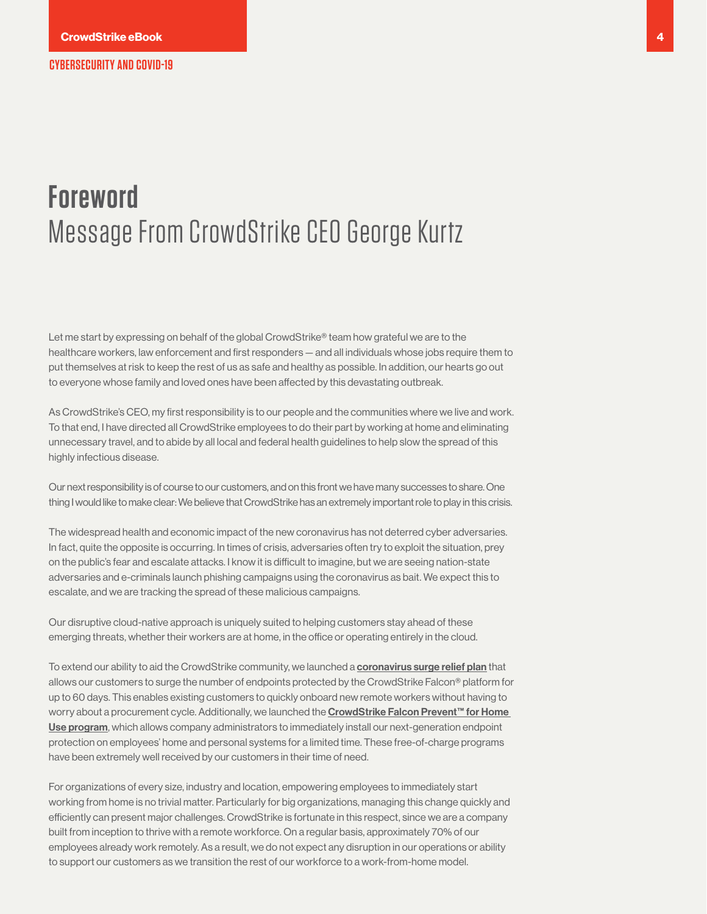# Foreword

## Message From CrowdStrike CEO George Kurtz

Let me start by expressing on behalf of the global CrowdStrike® team how grateful we are to the healthcare workers, law enforcement and first responders — and all individuals whose jobs require them to put themselves at risk to keep the rest of us as safe and healthy as possible. In addition, our hearts go out to everyone whose family and loved ones have been affected by this devastating outbreak.

As CrowdStrike's CEO, my first responsibility is to our people and the communities where we live and work. To that end, I have directed all CrowdStrike employees to do their part by working at home and eliminating unnecessary travel, and to abide by all local and federal health guidelines to help slow the spread of this highly infectious disease.

Our next responsibility is of course to our customers, and on this front we have many successes to share. One thing I would like to make clear: We believe that CrowdStrike has an extremely important role to play in this crisis.

The widespread health and economic impact of the new coronavirus has not deterred cyber adversaries. In fact, quite the opposite is occurring. In times of crisis, adversaries often try to exploit the situation, prey on the public's fear and escalate attacks. I know it is difficult to imagine, but we are seeing nation-state adversaries and e-criminals launch phishing campaigns using the coronavirus as bait. We expect this to escalate, and we are tracking the spread of these malicious campaigns.

Our disruptive cloud-native approach is uniquely suited to helping customers stay ahead of these emerging threats, whether their workers are at home, in the office or operating entirely in the cloud.

To extend our ability to aid the CrowdStrike community, we launched a **coronavirus surge relief plan** that allows our customers to surge the number of endpoints protected by the CrowdStrike Falcon® platform for up to 60 days. This enables existing customers to quickly onboard new remote workers without having to worry about a procurement cycle. Additionally, we launched the **CrowdStrike Falcon Prevent™ for Home Use program**, which allows company administrators to immediately install our next-generation endpoint protection on employees' home and personal systems for a limited time. These free-of-charge programs have been extremely well received by our customers in their time of need.

For organizations of every size, industry and location, empowering employees to immediately start working from home is no trivial matter. Particularly for big organizations, managing this change quickly and efficiently can present major challenges. CrowdStrike is fortunate in this respect, since we are a company built from inception to thrive with a remote workforce. On a regular basis, approximately 70% of our employees already work remotely. As a result, we do not expect any disruption in our operations or ability to support our customers as we transition the rest of our workforce to a work-from-home model.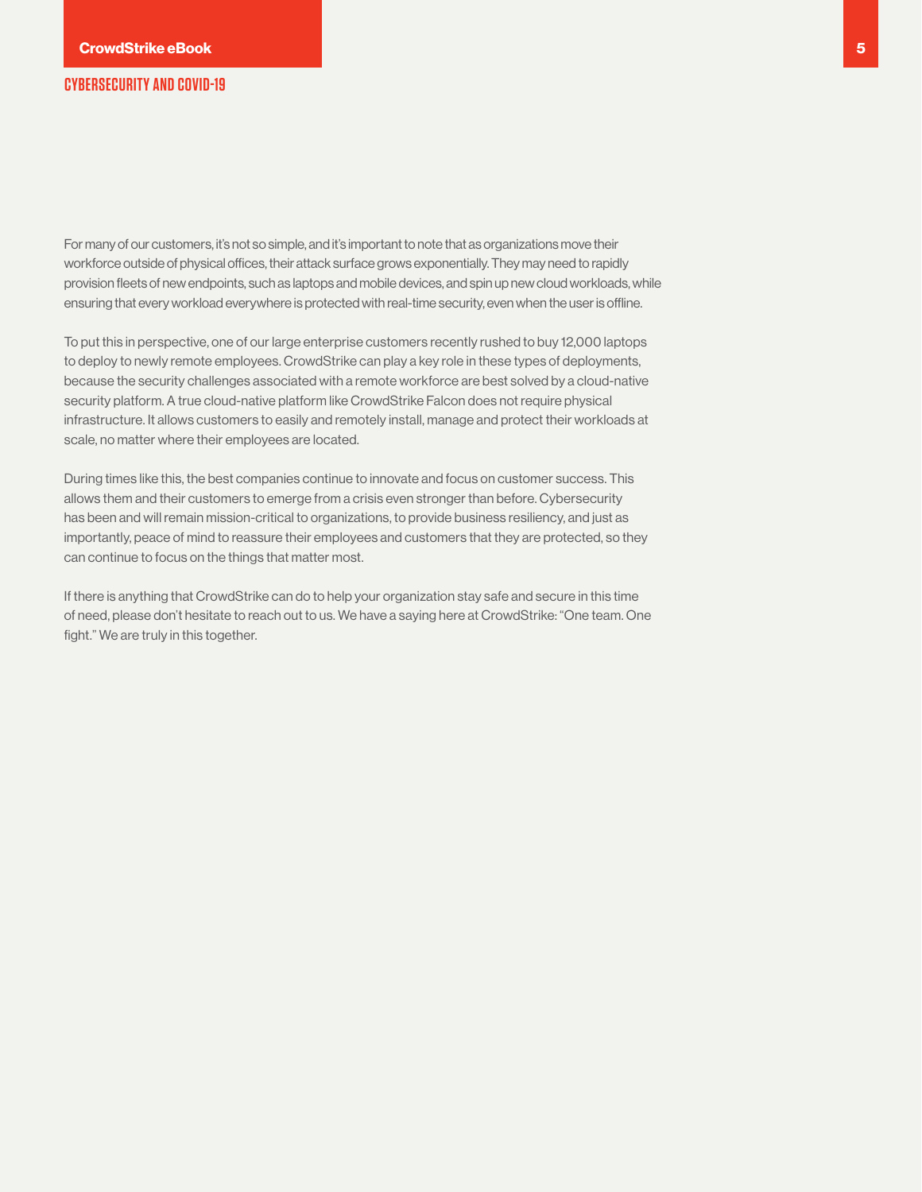For many of our customers, it's not so simple, and it's important to note that as organizations move their workforce outside of physical offices, their attack surface grows exponentially. They may need to rapidly provision fleets of new endpoints, such as laptops and mobile devices, and spin up new cloud workloads, while ensuring that every workload everywhere is protected with real-time security, even when the user is offline.

To put this in perspective, one of our large enterprise customers recently rushed to buy 12,000 laptops to deploy to newly remote employees. CrowdStrike can play a key role in these types of deployments, because the security challenges associated with a remote workforce are best solved by a cloud-native security platform. A true cloud-native platform like CrowdStrike Falcon does not require physical infrastructure. It allows customers to easily and remotely install, manage and protect their workloads at scale, no matter where their employees are located.

During times like this, the best companies continue to innovate and focus on customer success. This allows them and their customers to emerge from a crisis even stronger than before. Cybersecurity has been and will remain mission-critical to organizations, to provide business resiliency, and just as importantly, peace of mind to reassure their employees and customers that they are protected, so they can continue to focus on the things that matter most.

If there is anything that CrowdStrike can do to help your organization stay safe and secure in this time of need, please don't hesitate to reach out to us. We have a saying here at CrowdStrike: "One team. One fight." We are truly in this together.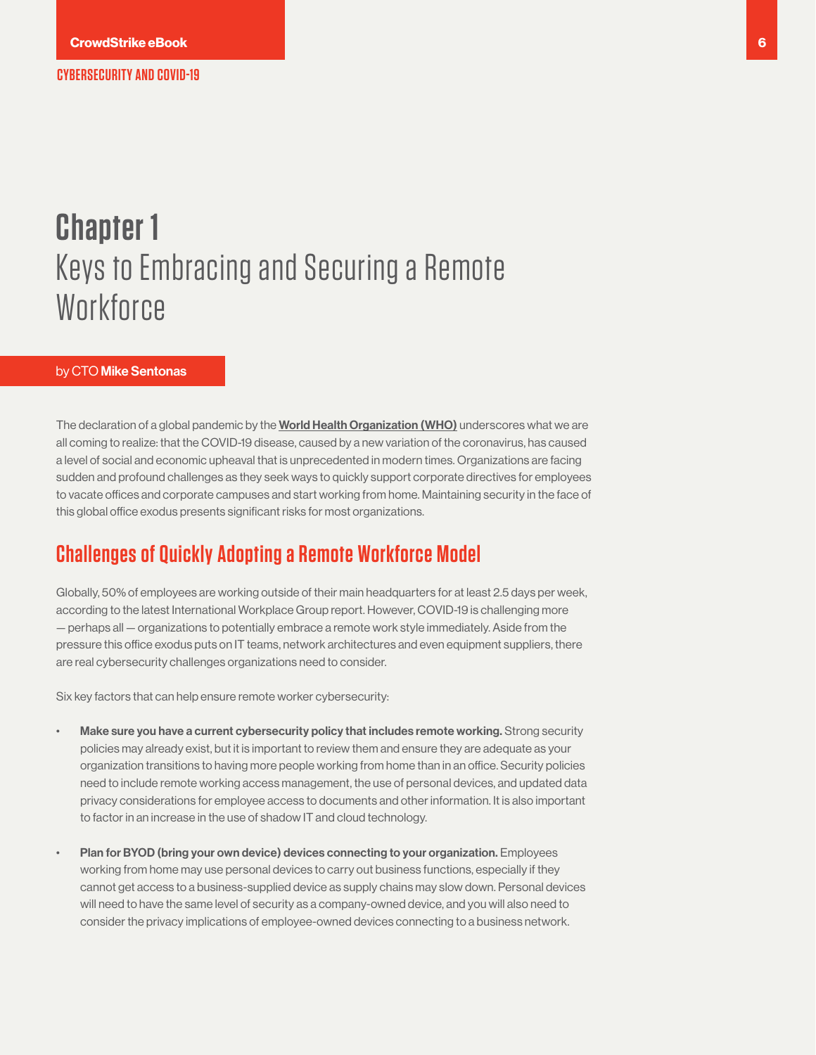# Chapter 1
## Keys to Embracing and Securing a Remote Workforce

by CTO **Mike Sentonas**

The declaration of a global pandemic by the **World Health Organization (WHO)** underscores what we are all coming to realize: that the COVID-19 disease, caused by a new variation of the coronavirus, has caused a level of social and economic upheaval that is unprecedented in modern times. Organizations are facing sudden and profound challenges as they seek ways to quickly support corporate directives for employees to vacate offices and corporate campuses and start working from home. Maintaining security in the face of this global office exodus presents significant risks for most organizations.

## Challenges of Quickly Adopting a Remote Workforce Model

Globally, 50% of employees are working outside of their main headquarters for at least 2.5 days per week, according to the latest International Workplace Group report. However, COVID-19 is challenging more — perhaps all — organizations to potentially embrace a remote work style immediately. Aside from the pressure this office exodus puts on IT teams, network architectures and even equipment suppliers, there are real cybersecurity challenges organizations need to consider.

Six key factors that can help ensure remote worker cybersecurity:

- **Make sure you have a current cybersecurity policy that includes remote working.** Strong security policies may already exist, but it is important to review them and ensure they are adequate as your organization transitions to having more people working from home than in an office. Security policies need to include remote working access management, the use of personal devices, and updated data privacy considerations for employee access to documents and other information. It is also important to factor in an increase in the use of shadow IT and cloud technology.

- **Plan for BYOD (bring your own device) devices connecting to your organization.** Employees working from home may use personal devices to carry out business functions, especially if they cannot get access to a business-supplied device as supply chains may slow down. Personal devices will need to have the same level of security as a company-owned device, and you will also need to consider the privacy implications of employee-owned devices connecting to a business network.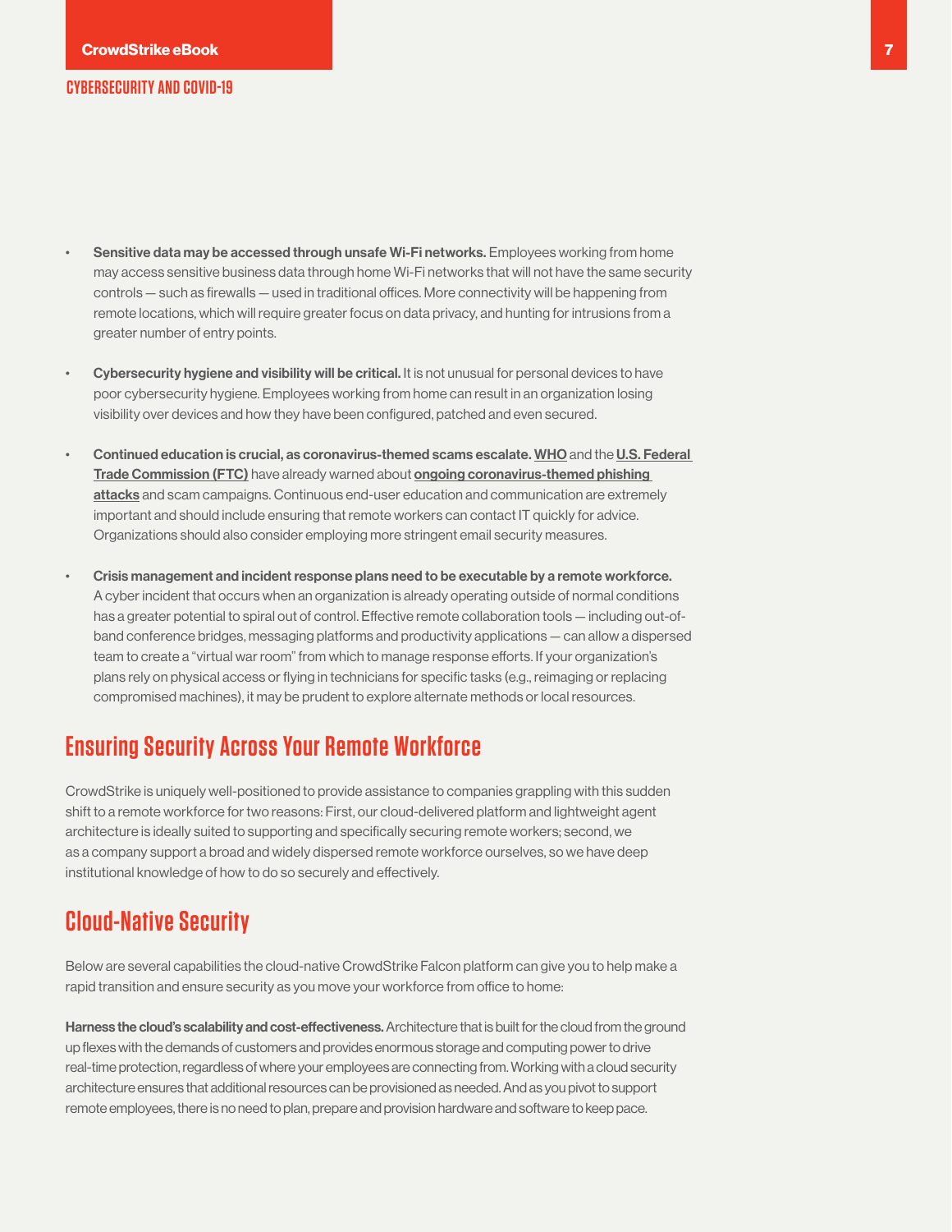- **Sensitive data may be accessed through unsafe Wi-Fi networks.** Employees working from home may access sensitive business data through home Wi-Fi networks that will not have the same security controls — such as firewalls — used in traditional offices. More connectivity will be happening from remote locations, which will require greater focus on data privacy, and hunting for intrusions from a greater number of entry points.

- **Cybersecurity hygiene and visibility will be critical.** It is not unusual for personal devices to have poor cybersecurity hygiene. Employees working from home can result in an organization losing visibility over devices and how they have been configured, patched and even secured.

- **Continued education is crucial, as coronavirus-themed scams escalate.** WHO and the U.S. Federal Trade Commission (FTC) have already warned about **ongoing coronavirus-themed phishing attacks** and scam campaigns. Continuous end-user education and communication are extremely important and should include ensuring that remote workers can contact IT quickly for advice. Organizations should also consider employing more stringent email security measures.

- **Crisis management and incident response plans need to be executable by a remote workforce.** A cyber incident that occurs when an organization is already operating outside of normal conditions has a greater potential to spiral out of control. Effective remote collaboration tools — including out-of-band conference bridges, messaging platforms and productivity applications — can allow a dispersed team to create a "virtual war room" from which to manage response efforts. If your organization's plans rely on physical access or flying in technicians for specific tasks (e.g., reimaging or replacing compromised machines), it may be prudent to explore alternate methods or local resources.

## Ensuring Security Across Your Remote Workforce

CrowdStrike is uniquely well-positioned to provide assistance to companies grappling with this sudden shift to a remote workforce for two reasons: First, our cloud-delivered platform and lightweight agent architecture is ideally suited to supporting and specifically securing remote workers; second, we as a company support a broad and widely dispersed remote workforce ourselves, so we have deep institutional knowledge of how to do so securely and effectively.

## Cloud-Native Security

Below are several capabilities the cloud-native CrowdStrike Falcon platform can give you to help make a rapid transition and ensure security as you move your workforce from office to home:

**Harness the cloud's scalability and cost-effectiveness.** Architecture that is built for the cloud from the ground up flexes with the demands of customers and provides enormous storage and computing power to drive real-time protection, regardless of where your employees are connecting from. Working with a cloud security architecture ensures that additional resources can be provisioned as needed. And as you pivot to support remote employees, there is no need to plan, prepare and provision hardware and software to keep pace.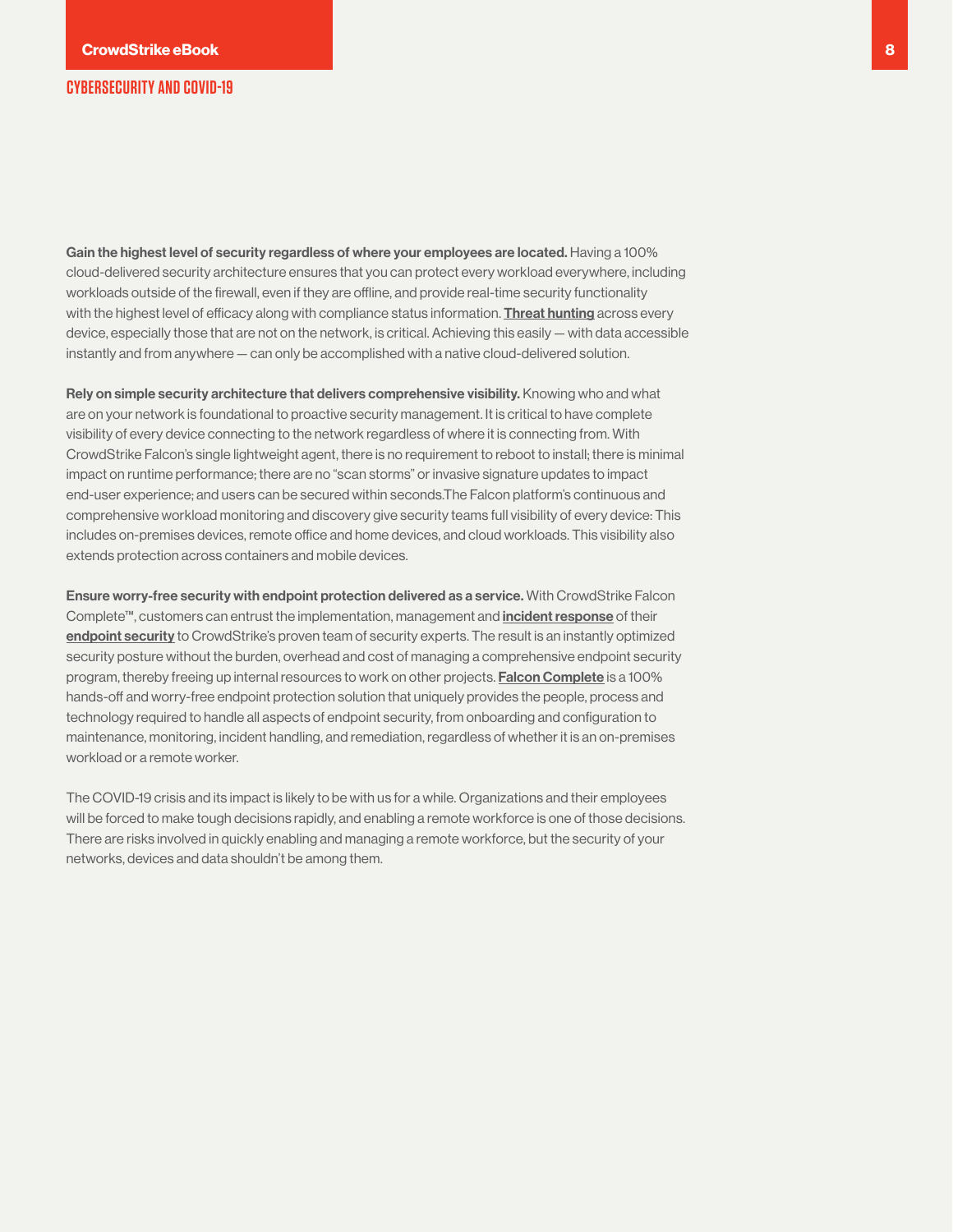**Gain the highest level of security regardless of where your employees are located.** Having a 100% cloud-delivered security architecture ensures that you can protect every workload everywhere, including workloads outside of the firewall, even if they are offline, and provide real-time security functionality with the highest level of efficacy along with compliance status information. **Threat hunting** across every device, especially those that are not on the network, is critical. Achieving this easily — with data accessible instantly and from anywhere — can only be accomplished with a native cloud-delivered solution.

**Rely on simple security architecture that delivers comprehensive visibility.** Knowing who and what are on your network is foundational to proactive security management. It is critical to have complete visibility of every device connecting to the network regardless of where it is connecting from. With CrowdStrike Falcon's single lightweight agent, there is no requirement to reboot to install; there is minimal impact on runtime performance; there are no "scan storms" or invasive signature updates to impact end-user experience; and users can be secured within seconds.The Falcon platform's continuous and comprehensive workload monitoring and discovery give security teams full visibility of every device: This includes on-premises devices, remote office and home devices, and cloud workloads. This visibility also extends protection across containers and mobile devices.

**Ensure worry-free security with endpoint protection delivered as a service.** With CrowdStrike Falcon Complete™, customers can entrust the implementation, management and **incident response** of their **endpoint security** to CrowdStrike's proven team of security experts. The result is an instantly optimized security posture without the burden, overhead and cost of managing a comprehensive endpoint security program, thereby freeing up internal resources to work on other projects. **Falcon Complete** is a 100% hands-off and worry-free endpoint protection solution that uniquely provides the people, process and technology required to handle all aspects of endpoint security, from onboarding and configuration to maintenance, monitoring, incident handling, and remediation, regardless of whether it is an on-premises workload or a remote worker.

The COVID-19 crisis and its impact is likely to be with us for a while. Organizations and their employees will be forced to make tough decisions rapidly, and enabling a remote workforce is one of those decisions. There are risks involved in quickly enabling and managing a remote workforce, but the security of your networks, devices and data shouldn't be among them.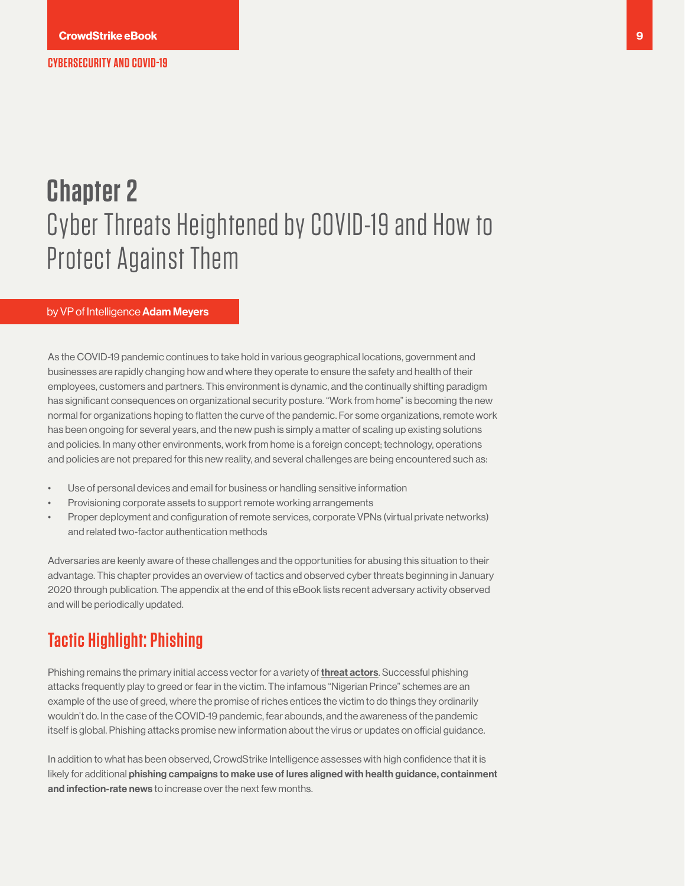# Chapter 2

## Cyber Threats Heightened by COVID-19 and How to Protect Against Them

by VP of Intelligence **Adam Meyers**

As the COVID-19 pandemic continues to take hold in various geographical locations, government and businesses are rapidly changing how and where they operate to ensure the safety and health of their employees, customers and partners. This environment is dynamic, and the continually shifting paradigm has significant consequences on organizational security posture. "Work from home" is becoming the new normal for organizations hoping to flatten the curve of the pandemic. For some organizations, remote work has been ongoing for several years, and the new push is simply a matter of scaling up existing solutions and policies. In many other environments, work from home is a foreign concept; technology, operations and policies are not prepared for this new reality, and several challenges are being encountered such as:

- Use of personal devices and email for business or handling sensitive information
- Provisioning corporate assets to support remote working arrangements
- Proper deployment and configuration of remote services, corporate VPNs (virtual private networks) and related two-factor authentication methods

Adversaries are keenly aware of these challenges and the opportunities for abusing this situation to their advantage. This chapter provides an overview of tactics and observed cyber threats beginning in January 2020 through publication. The appendix at the end of this eBook lists recent adversary activity observed and will be periodically updated.

## Tactic Highlight: Phishing

Phishing remains the primary initial access vector for a variety of **threat actors**. Successful phishing attacks frequently play to greed or fear in the victim. The infamous "Nigerian Prince" schemes are an example of the use of greed, where the promise of riches entices the victim to do things they ordinarily wouldn't do. In the case of the COVID-19 pandemic, fear abounds, and the awareness of the pandemic itself is global. Phishing attacks promise new information about the virus or updates on official guidance.

In addition to what has been observed, CrowdStrike Intelligence assesses with high confidence that it is likely for additional **phishing campaigns to make use of lures aligned with health guidance, containment and infection-rate news** to increase over the next few months.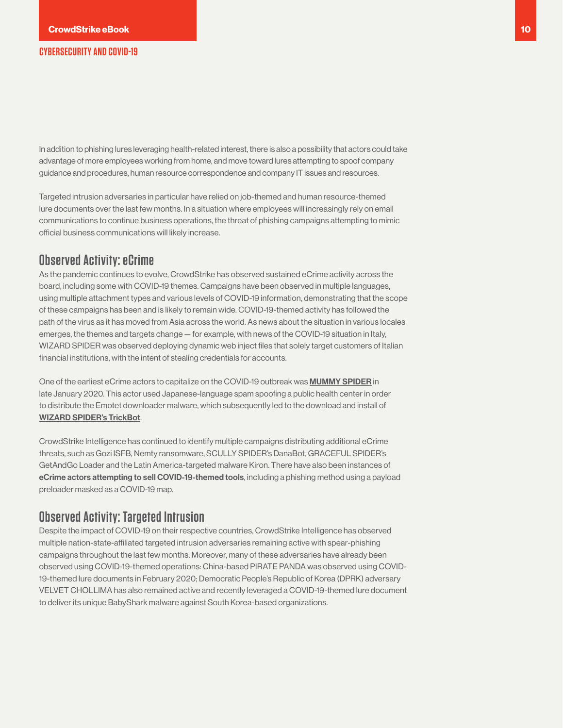In addition to phishing lures leveraging health-related interest, there is also a possibility that actors could take advantage of more employees working from home, and move toward lures attempting to spoof company guidance and procedures, human resource correspondence and company IT issues and resources.

Targeted intrusion adversaries in particular have relied on job-themed and human resource-themed lure documents over the last few months. In a situation where employees will increasingly rely on email communications to continue business operations, the threat of phishing campaigns attempting to mimic official business communications will likely increase.

## Observed Activity: eCrime

As the pandemic continues to evolve, CrowdStrike has observed sustained eCrime activity across the board, including some with COVID-19 themes. Campaigns have been observed in multiple languages, using multiple attachment types and various levels of COVID-19 information, demonstrating that the scope of these campaigns has been and is likely to remain wide. COVID-19-themed activity has followed the path of the virus as it has moved from Asia across the world. As news about the situation in various locales emerges, the themes and targets change — for example, with news of the COVID-19 situation in Italy, WIZARD SPIDER was observed deploying dynamic web inject files that solely target customers of Italian financial institutions, with the intent of stealing credentials for accounts.

One of the earliest eCrime actors to capitalize on the COVID-19 outbreak was **MUMMY SPIDER** in late January 2020. This actor used Japanese-language spam spoofing a public health center in order to distribute the Emotet downloader malware, which subsequently led to the download and install of **WIZARD SPIDER's TrickBot**.

CrowdStrike Intelligence has continued to identify multiple campaigns distributing additional eCrime threats, such as Gozi ISFB, Nemty ransomware, SCULLY SPIDER's DanaBot, GRACEFUL SPIDER's GetAndGo Loader and the Latin America-targeted malware Kiron. There have also been instances of **eCrime actors attempting to sell COVID-19-themed tools**, including a phishing method using a payload preloader masked as a COVID-19 map.

## Observed Activity: Targeted Intrusion

Despite the impact of COVID-19 on their respective countries, CrowdStrike Intelligence has observed multiple nation-state-affiliated targeted intrusion adversaries remaining active with spear-phishing campaigns throughout the last few months. Moreover, many of these adversaries have already been observed using COVID-19-themed operations: China-based PIRATE PANDA was observed using COVID-19-themed lure documents in February 2020; Democratic People's Republic of Korea (DPRK) adversary VELVET CHOLLIMA has also remained active and recently leveraged a COVID-19-themed lure document to deliver its unique BabyShark malware against South Korea-based organizations.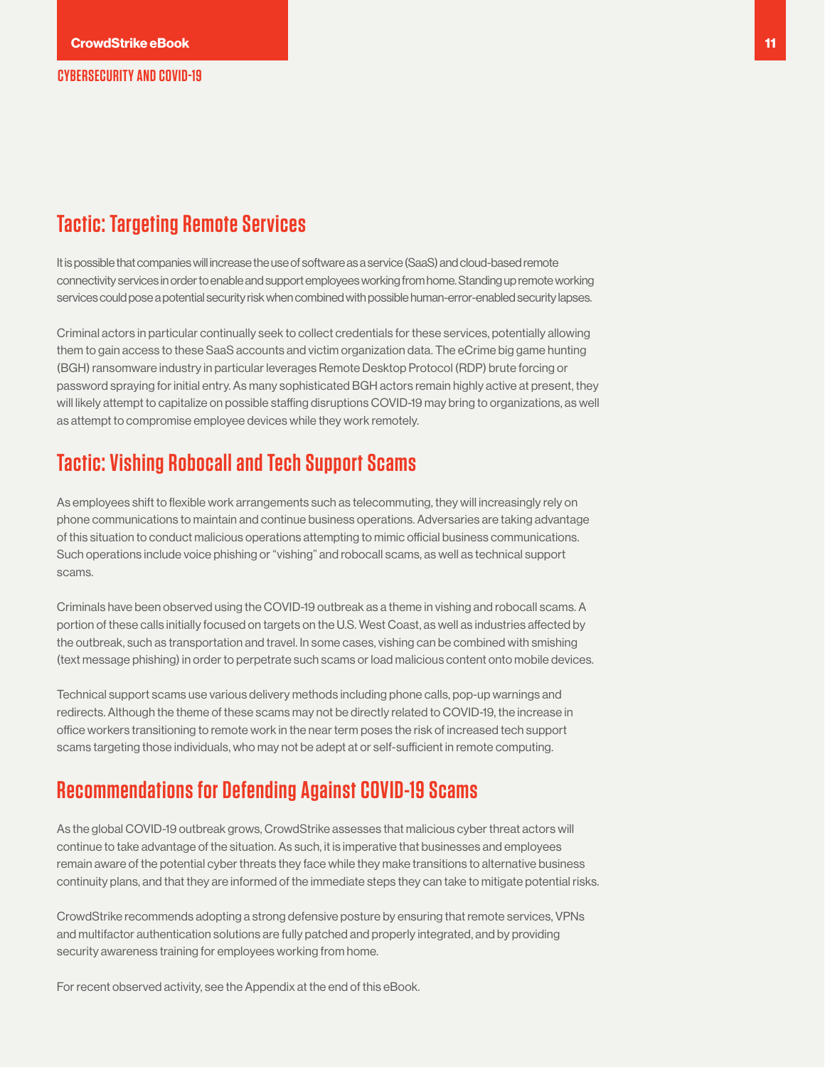## Tactic: Targeting Remote Services

It is possible that companies will increase the use of software as a service (SaaS) and cloud-based remote connectivity services in order to enable and support employees working from home. Standing up remote working services could pose a potential security risk when combined with possible human-error-enabled security lapses.

Criminal actors in particular continually seek to collect credentials for these services, potentially allowing them to gain access to these SaaS accounts and victim organization data. The eCrime big game hunting (BGH) ransomware industry in particular leverages Remote Desktop Protocol (RDP) brute forcing or password spraying for initial entry. As many sophisticated BGH actors remain highly active at present, they will likely attempt to capitalize on possible staffing disruptions COVID-19 may bring to organizations, as well as attempt to compromise employee devices while they work remotely.

## Tactic: Vishing Robocall and Tech Support Scams

As employees shift to flexible work arrangements such as telecommuting, they will increasingly rely on phone communications to maintain and continue business operations. Adversaries are taking advantage of this situation to conduct malicious operations attempting to mimic official business communications. Such operations include voice phishing or "vishing" and robocall scams, as well as technical support scams.

Criminals have been observed using the COVID-19 outbreak as a theme in vishing and robocall scams. A portion of these calls initially focused on targets on the U.S. West Coast, as well as industries affected by the outbreak, such as transportation and travel. In some cases, vishing can be combined with smishing (text message phishing) in order to perpetrate such scams or load malicious content onto mobile devices.

Technical support scams use various delivery methods including phone calls, pop-up warnings and redirects. Although the theme of these scams may not be directly related to COVID-19, the increase in office workers transitioning to remote work in the near term poses the risk of increased tech support scams targeting those individuals, who may not be adept at or self-sufficient in remote computing.

## Recommendations for Defending Against COVID-19 Scams

As the global COVID-19 outbreak grows, CrowdStrike assesses that malicious cyber threat actors will continue to take advantage of the situation. As such, it is imperative that businesses and employees remain aware of the potential cyber threats they face while they make transitions to alternative business continuity plans, and that they are informed of the immediate steps they can take to mitigate potential risks.

CrowdStrike recommends adopting a strong defensive posture by ensuring that remote services, VPNs and multifactor authentication solutions are fully patched and properly integrated, and by providing security awareness training for employees working from home.

For recent observed activity, see the Appendix at the end of this eBook.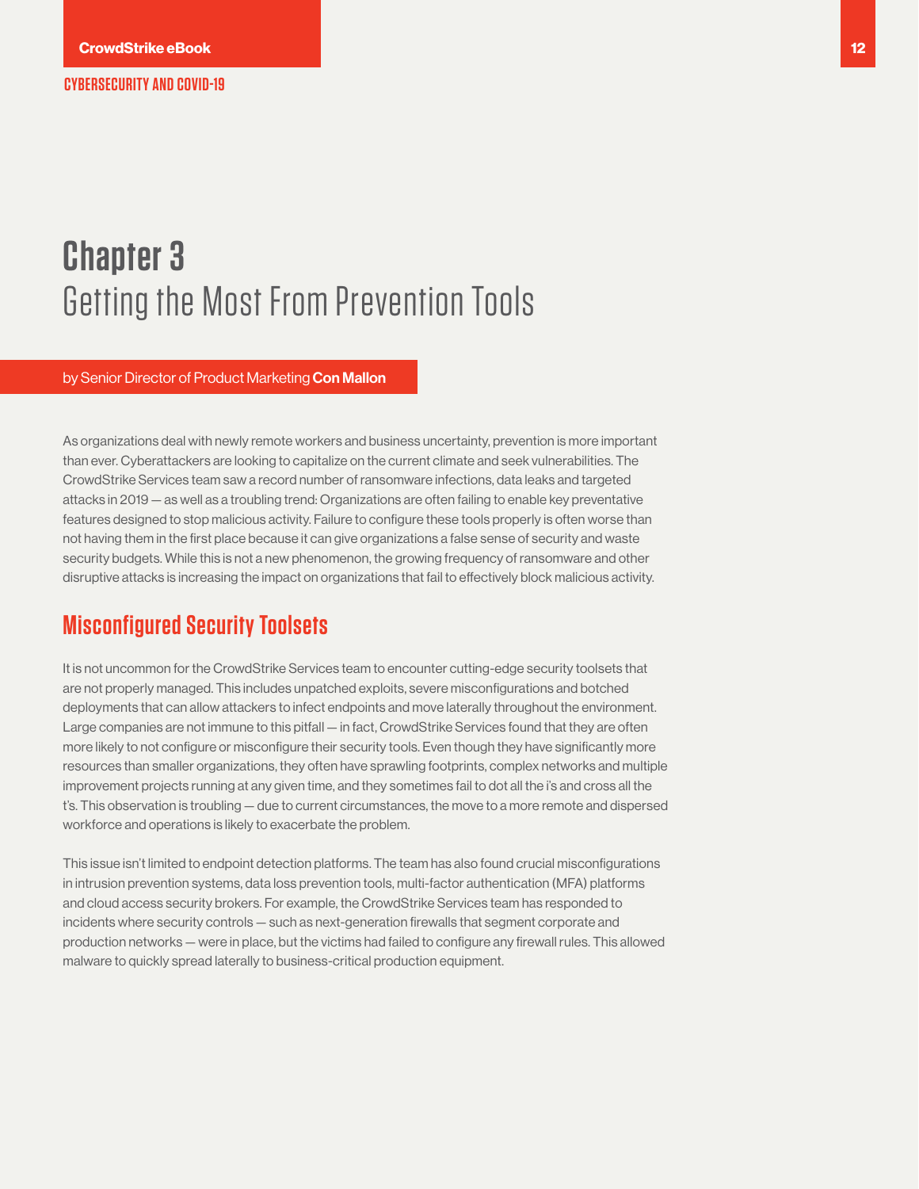# Chapter 3
## Getting the Most From Prevention Tools

by Senior Director of Product Marketing **Con Mallon**

As organizations deal with newly remote workers and business uncertainty, prevention is more important than ever. Cyberattackers are looking to capitalize on the current climate and seek vulnerabilities. The CrowdStrike Services team saw a record number of ransomware infections, data leaks and targeted attacks in 2019 — as well as a troubling trend: Organizations are often failing to enable key preventative features designed to stop malicious activity. Failure to configure these tools properly is often worse than not having them in the first place because it can give organizations a false sense of security and waste security budgets. While this is not a new phenomenon, the growing frequency of ransomware and other disruptive attacks is increasing the impact on organizations that fail to effectively block malicious activity.

### Misconfigured Security Toolsets

It is not uncommon for the CrowdStrike Services team to encounter cutting-edge security toolsets that are not properly managed. This includes unpatched exploits, severe misconfigurations and botched deployments that can allow attackers to infect endpoints and move laterally throughout the environment. Large companies are not immune to this pitfall — in fact, CrowdStrike Services found that they are often more likely to not configure or misconfigure their security tools. Even though they have significantly more resources than smaller organizations, they often have sprawling footprints, complex networks and multiple improvement projects running at any given time, and they sometimes fail to dot all the i's and cross all the t's. This observation is troubling — due to current circumstances, the move to a more remote and dispersed workforce and operations is likely to exacerbate the problem.

This issue isn't limited to endpoint detection platforms. The team has also found crucial misconfigurations in intrusion prevention systems, data loss prevention tools, multi-factor authentication (MFA) platforms and cloud access security brokers. For example, the CrowdStrike Services team has responded to incidents where security controls — such as next-generation firewalls that segment corporate and production networks — were in place, but the victims had failed to configure any firewall rules. This allowed malware to quickly spread laterally to business-critical production equipment.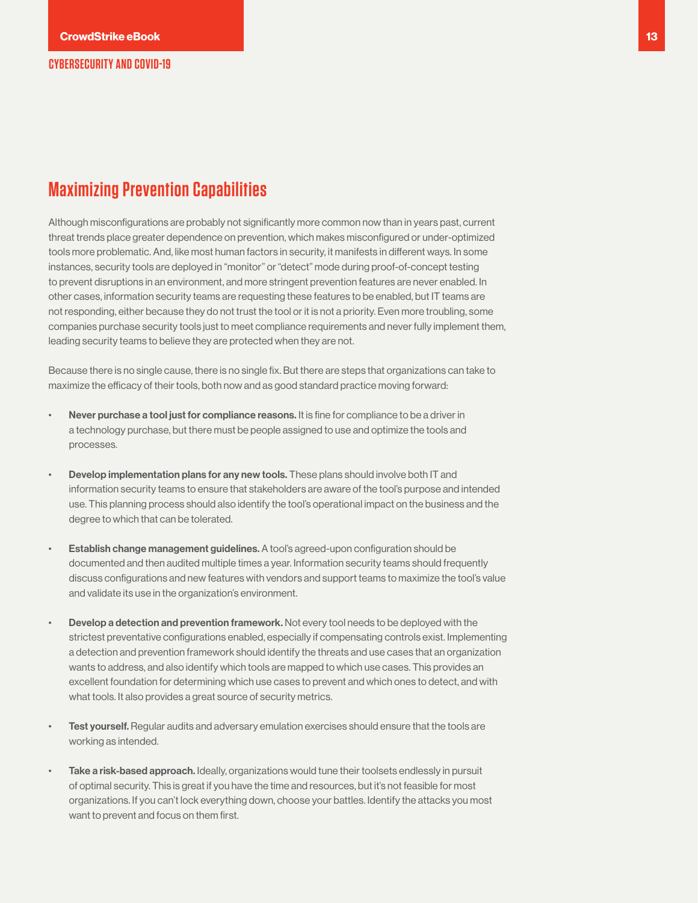## Maximizing Prevention Capabilities

Although misconfigurations are probably not significantly more common now than in years past, current threat trends place greater dependence on prevention, which makes misconfigured or under-optimized tools more problematic. And, like most human factors in security, it manifests in different ways. In some instances, security tools are deployed in "monitor" or "detect" mode during proof-of-concept testing to prevent disruptions in an environment, and more stringent prevention features are never enabled. In other cases, information security teams are requesting these features to be enabled, but IT teams are not responding, either because they do not trust the tool or it is not a priority. Even more troubling, some companies purchase security tools just to meet compliance requirements and never fully implement them, leading security teams to believe they are protected when they are not.

Because there is no single cause, there is no single fix. But there are steps that organizations can take to maximize the efficacy of their tools, both now and as good standard practice moving forward:

- **Never purchase a tool just for compliance reasons.** It is fine for compliance to be a driver in a technology purchase, but there must be people assigned to use and optimize the tools and processes.
- **Develop implementation plans for any new tools.** These plans should involve both IT and information security teams to ensure that stakeholders are aware of the tool's purpose and intended use. This planning process should also identify the tool's operational impact on the business and the degree to which that can be tolerated.
- **Establish change management guidelines.** A tool's agreed-upon configuration should be documented and then audited multiple times a year. Information security teams should frequently discuss configurations and new features with vendors and support teams to maximize the tool's value and validate its use in the organization's environment.
- **Develop a detection and prevention framework.** Not every tool needs to be deployed with the strictest preventative configurations enabled, especially if compensating controls exist. Implementing a detection and prevention framework should identify the threats and use cases that an organization wants to address, and also identify which tools are mapped to which use cases. This provides an excellent foundation for determining which use cases to prevent and which ones to detect, and with what tools. It also provides a great source of security metrics.
- **Test yourself.** Regular audits and adversary emulation exercises should ensure that the tools are working as intended.
- **Take a risk-based approach.** Ideally, organizations would tune their toolsets endlessly in pursuit of optimal security. This is great if you have the time and resources, but it's not feasible for most organizations. If you can't lock everything down, choose your battles. Identify the attacks you most want to prevent and focus on them first.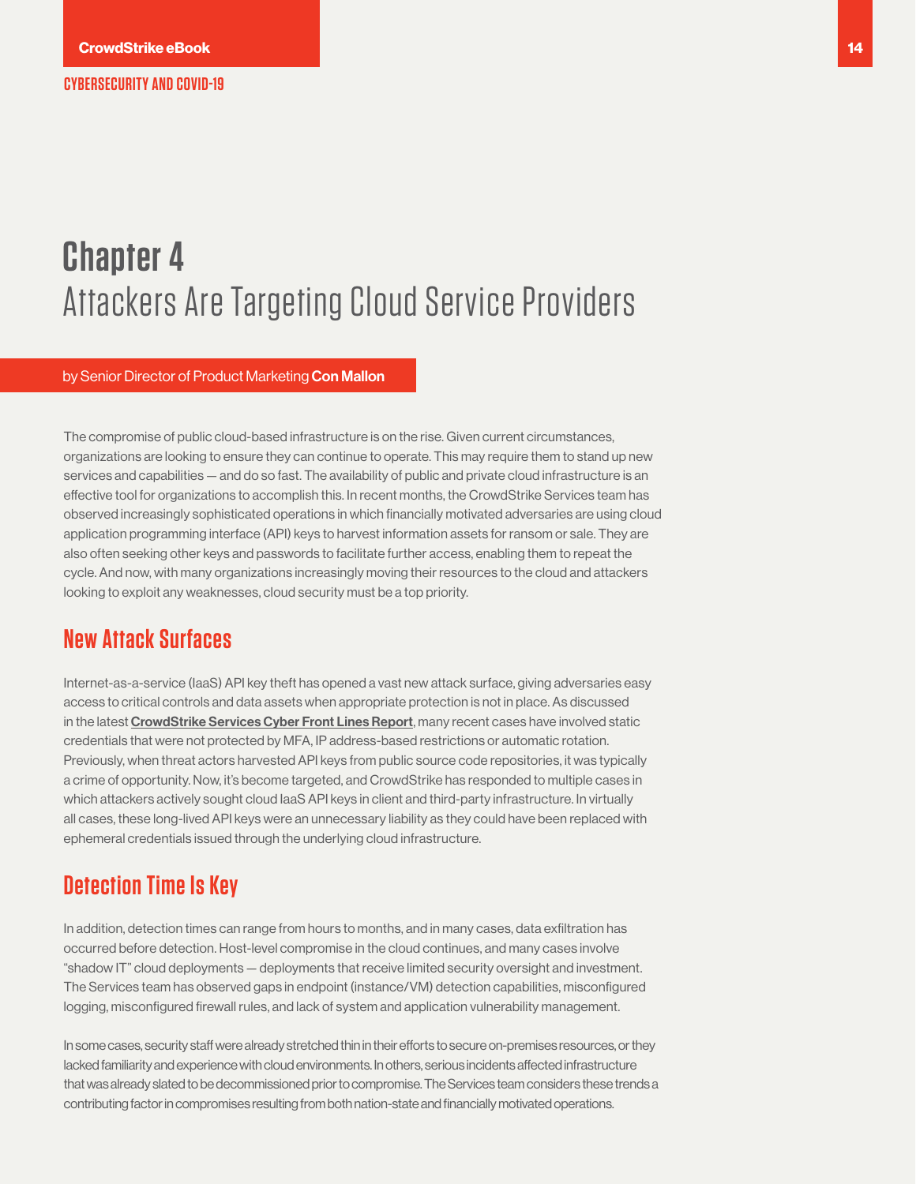# Chapter 4
Attackers Are Targeting Cloud Service Providers

by Senior Director of Product Marketing **Con Mallon**

The compromise of public cloud-based infrastructure is on the rise. Given current circumstances, organizations are looking to ensure they can continue to operate. This may require them to stand up new services and capabilities — and do so fast. The availability of public and private cloud infrastructure is an effective tool for organizations to accomplish this. In recent months, the CrowdStrike Services team has observed increasingly sophisticated operations in which financially motivated adversaries are using cloud application programming interface (API) keys to harvest information assets for ransom or sale. They are also often seeking other keys and passwords to facilitate further access, enabling them to repeat the cycle. And now, with many organizations increasingly moving their resources to the cloud and attackers looking to exploit any weaknesses, cloud security must be a top priority.

## New Attack Surfaces

Internet-as-a-service (IaaS) API key theft has opened a vast new attack surface, giving adversaries easy access to critical controls and data assets when appropriate protection is not in place. As discussed in the latest **CrowdStrike Services Cyber Front Lines Report**, many recent cases have involved static credentials that were not protected by MFA, IP address-based restrictions or automatic rotation. Previously, when threat actors harvested API keys from public source code repositories, it was typically a crime of opportunity. Now, it's become targeted, and CrowdStrike has responded to multiple cases in which attackers actively sought cloud IaaS API keys in client and third-party infrastructure. In virtually all cases, these long-lived API keys were an unnecessary liability as they could have been replaced with ephemeral credentials issued through the underlying cloud infrastructure.

## Detection Time Is Key

In addition, detection times can range from hours to months, and in many cases, data exfiltration has occurred before detection. Host-level compromise in the cloud continues, and many cases involve "shadow IT" cloud deployments — deployments that receive limited security oversight and investment. The Services team has observed gaps in endpoint (instance/VM) detection capabilities, misconfigured logging, misconfigured firewall rules, and lack of system and application vulnerability management.

In some cases, security staff were already stretched thin in their efforts to secure on-premises resources, or they lacked familiarity and experience with cloud environments. In others, serious incidents affected infrastructure that was already slated to be decommissioned prior to compromise. The Services team considers these trends a contributing factor in compromises resulting from both nation-state and financially motivated operations.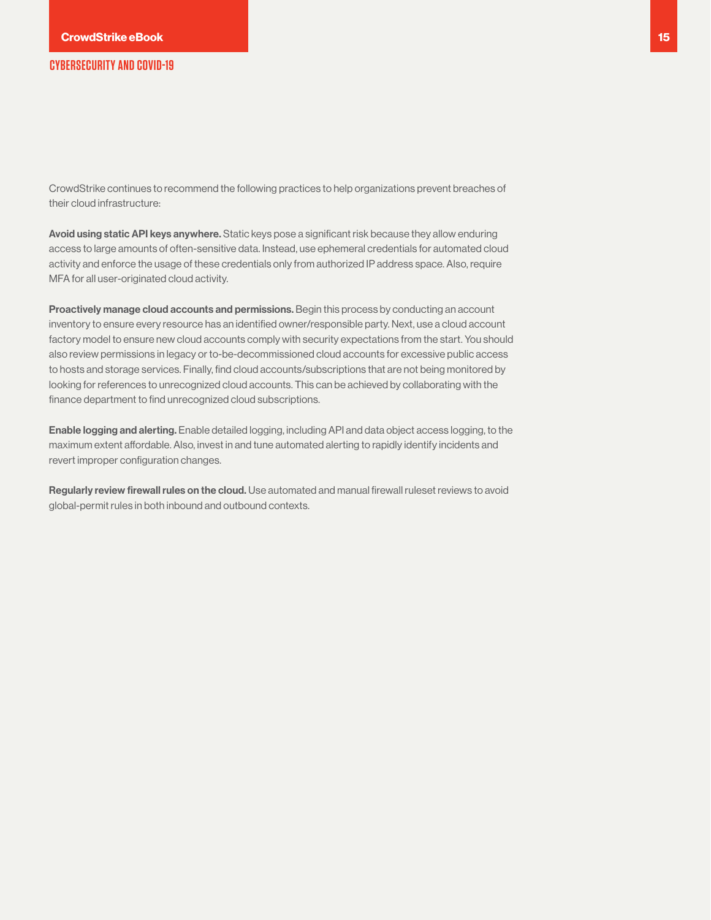CrowdStrike continues to recommend the following practices to help organizations prevent breaches of their cloud infrastructure:

**Avoid using static API keys anywhere.** Static keys pose a significant risk because they allow enduring access to large amounts of often-sensitive data. Instead, use ephemeral credentials for automated cloud activity and enforce the usage of these credentials only from authorized IP address space. Also, require MFA for all user-originated cloud activity.

**Proactively manage cloud accounts and permissions.** Begin this process by conducting an account inventory to ensure every resource has an identified owner/responsible party. Next, use a cloud account factory model to ensure new cloud accounts comply with security expectations from the start. You should also review permissions in legacy or to-be-decommissioned cloud accounts for excessive public access to hosts and storage services. Finally, find cloud accounts/subscriptions that are not being monitored by looking for references to unrecognized cloud accounts. This can be achieved by collaborating with the finance department to find unrecognized cloud subscriptions.

**Enable logging and alerting.** Enable detailed logging, including API and data object access logging, to the maximum extent affordable. Also, invest in and tune automated alerting to rapidly identify incidents and revert improper configuration changes.

**Regularly review firewall rules on the cloud.** Use automated and manual firewall ruleset reviews to avoid global-permit rules in both inbound and outbound contexts.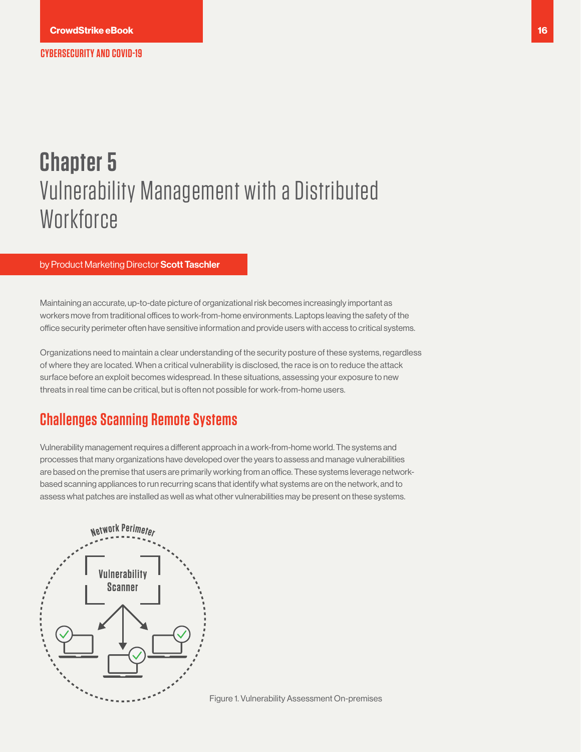# Chapter 5
## Vulnerability Management with a Distributed Workforce

by Product Marketing Director **Scott Taschler**

Maintaining an accurate, up-to-date picture of organizational risk becomes increasingly important as workers move from traditional offices to work-from-home environments. Laptops leaving the safety of the office security perimeter often have sensitive information and provide users with access to critical systems.

Organizations need to maintain a clear understanding of the security posture of these systems, regardless of where they are located. When a critical vulnerability is disclosed, the race is on to reduce the attack surface before an exploit becomes widespread. In these situations, assessing your exposure to new threats in real time can be critical, but is often not possible for work-from-home users.

## Challenges Scanning Remote Systems

Vulnerability management requires a different approach in a work-from-home world. The systems and processes that many organizations have developed over the years to assess and manage vulnerabilities are based on the premise that users are primarily working from an office. These systems leverage network-based scanning appliances to run recurring scans that identify what systems are on the network, and to assess what patches are installed as well as what other vulnerabilities may be present on these systems.

Network Perimeter

Vulnerability Scanner

Figure 1. Vulnerability Assessment On-premises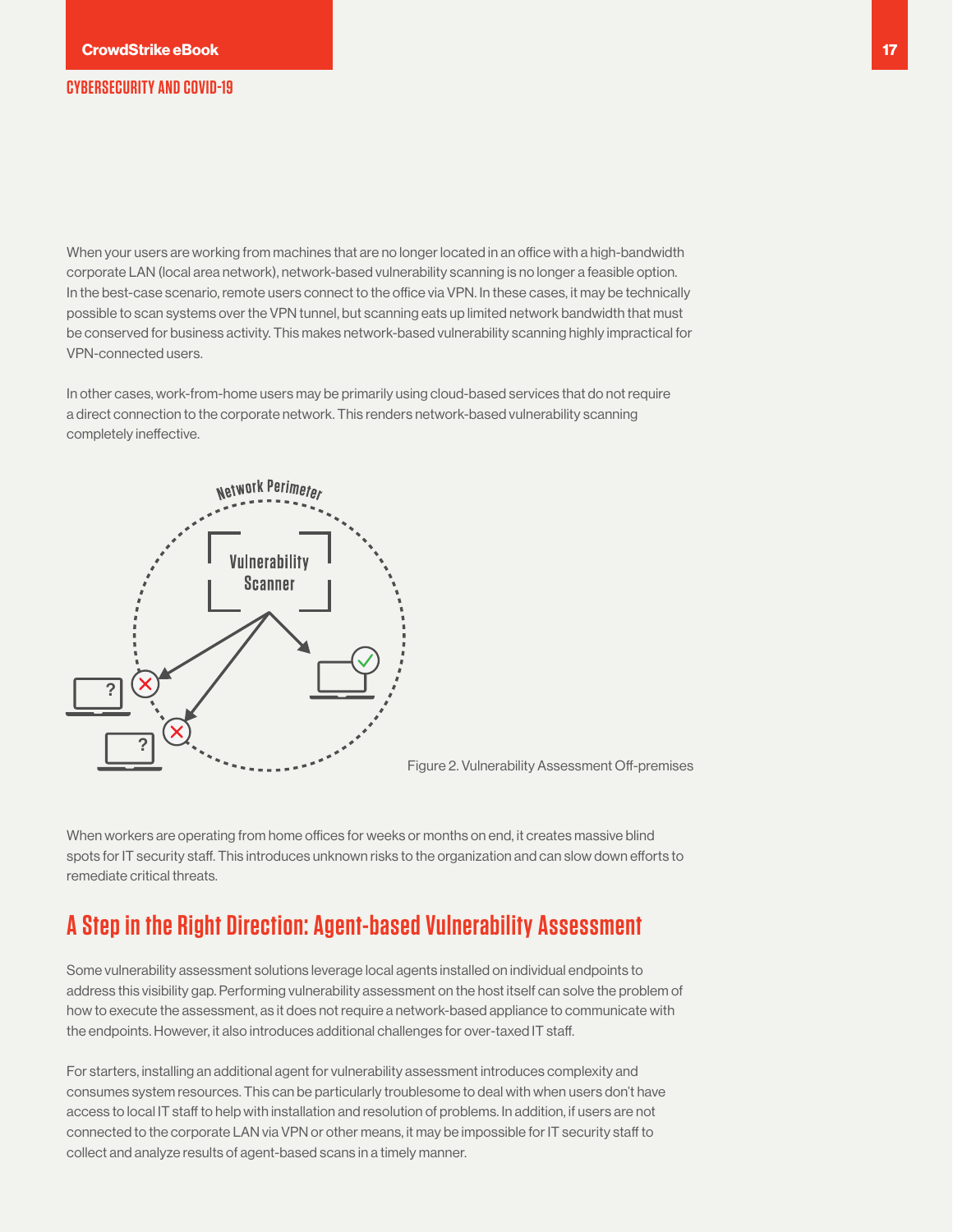When your users are working from machines that are no longer located in an office with a high-bandwidth corporate LAN (local area network), network-based vulnerability scanning is no longer a feasible option. In the best-case scenario, remote users connect to the office via VPN. In these cases, it may be technically possible to scan systems over the VPN tunnel, but scanning eats up limited network bandwidth that must be conserved for business activity. This makes network-based vulnerability scanning highly impractical for VPN-connected users.

In other cases, work-from-home users may be primarily using cloud-based services that do not require a direct connection to the corporate network. This renders network-based vulnerability scanning completely ineffective.

Figure 2. Vulnerability Assessment Off-premises

When workers are operating from home offices for weeks or months on end, it creates massive blind spots for IT security staff. This introduces unknown risks to the organization and can slow down efforts to remediate critical threats.

## A Step in the Right Direction: Agent-based Vulnerability Assessment

Some vulnerability assessment solutions leverage local agents installed on individual endpoints to address this visibility gap. Performing vulnerability assessment on the host itself can solve the problem of how to execute the assessment, as it does not require a network-based appliance to communicate with the endpoints. However, it also introduces additional challenges for over-taxed IT staff.

For starters, installing an additional agent for vulnerability assessment introduces complexity and consumes system resources. This can be particularly troublesome to deal with when users don't have access to local IT staff to help with installation and resolution of problems. In addition, if users are not connected to the corporate LAN via VPN or other means, it may be impossible for IT security staff to collect and analyze results of agent-based scans in a timely manner.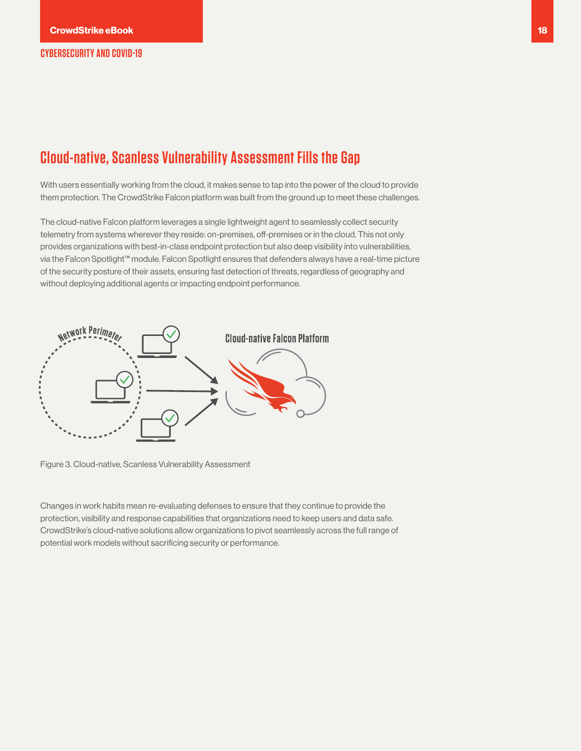## Cloud-native, Scanless Vulnerability Assessment Fills the Gap

With users essentially working from the cloud, it makes sense to tap into the power of the cloud to provide them protection. The CrowdStrike Falcon platform was built from the ground up to meet these challenges.

The cloud-native Falcon platform leverages a single lightweight agent to seamlessly collect security telemetry from systems wherever they reside: on-premises, off-premises or in the cloud. This not only provides organizations with best-in-class endpoint protection but also deep visibility into vulnerabilities, via the Falcon Spotlight™ module. Falcon Spotlight ensures that defenders always have a real-time picture of the security posture of their assets, ensuring fast detection of threats, regardless of geography and without deploying additional agents or impacting endpoint performance.

Figure 3. Cloud-native, Scanless Vulnerability Assessment

Changes in work habits mean re-evaluating defenses to ensure that they continue to provide the protection, visibility and response capabilities that organizations need to keep users and data safe. CrowdStrike's cloud-native solutions allow organizations to pivot seamlessly across the full range of potential work models without sacrificing security or performance.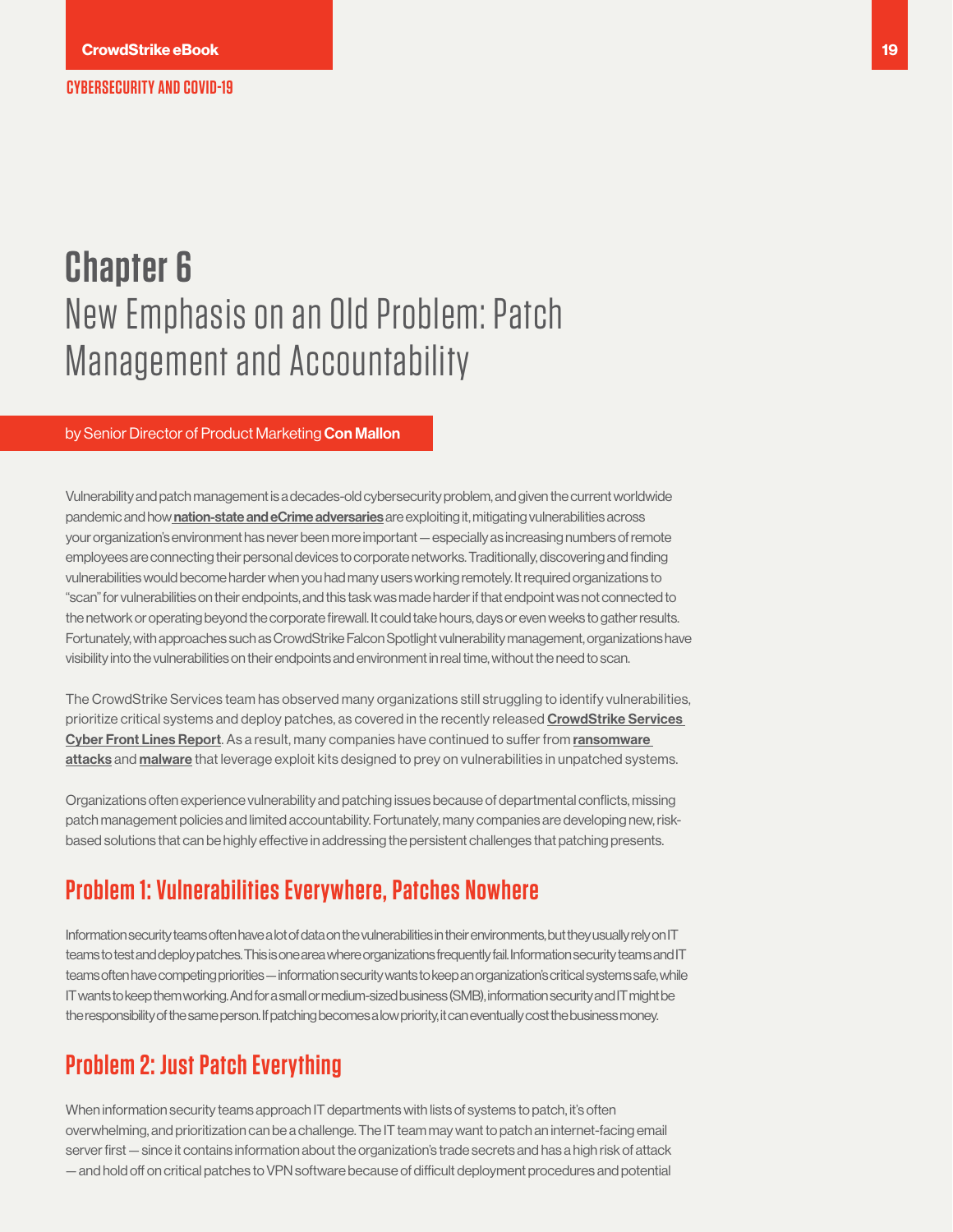# Chapter 6
## New Emphasis on an Old Problem: Patch Management and Accountability

by Senior Director of Product Marketing **Con Mallon**

Vulnerability and patch management is a decades-old cybersecurity problem, and given the current worldwide pandemic and how **nation-state and eCrime adversaries** are exploiting it, mitigating vulnerabilities across your organization's environment has never been more important — especially as increasing numbers of remote employees are connecting their personal devices to corporate networks. Traditionally, discovering and finding vulnerabilities would become harder when you had many users working remotely. It required organizations to "scan" for vulnerabilities on their endpoints, and this task was made harder if that endpoint was not connected to the network or operating beyond the corporate firewall. It could take hours, days or even weeks to gather results. Fortunately, with approaches such as CrowdStrike Falcon Spotlight vulnerability management, organizations have visibility into the vulnerabilities on their endpoints and environment in real time, without the need to scan.

The CrowdStrike Services team has observed many organizations still struggling to identify vulnerabilities, prioritize critical systems and deploy patches, as covered in the recently released **CrowdStrike Services Cyber Front Lines Report**. As a result, many companies have continued to suffer from **ransomware attacks** and **malware** that leverage exploit kits designed to prey on vulnerabilities in unpatched systems.

Organizations often experience vulnerability and patching issues because of departmental conflicts, missing patch management policies and limited accountability. Fortunately, many companies are developing new, risk-based solutions that can be highly effective in addressing the persistent challenges that patching presents.

### Problem 1: Vulnerabilities Everywhere, Patches Nowhere

Information security teams often have a lot of data on the vulnerabilities in their environments, but they usually rely on IT teams to test and deploy patches. This is one area where organizations frequently fail. Information security teams and IT teams often have competing priorities — information security wants to keep an organization's critical systems safe, while IT wants to keep them working. And for a small or medium-sized business (SMB), information security and IT might be the responsibility of the same person. If patching becomes a low priority, it can eventually cost the business money.

### Problem 2: Just Patch Everything

When information security teams approach IT departments with lists of systems to patch, it's often overwhelming, and prioritization can be a challenge. The IT team may want to patch an internet-facing email server first — since it contains information about the organization's trade secrets and has a high risk of attack — and hold off on critical patches to VPN software because of difficult deployment procedures and potential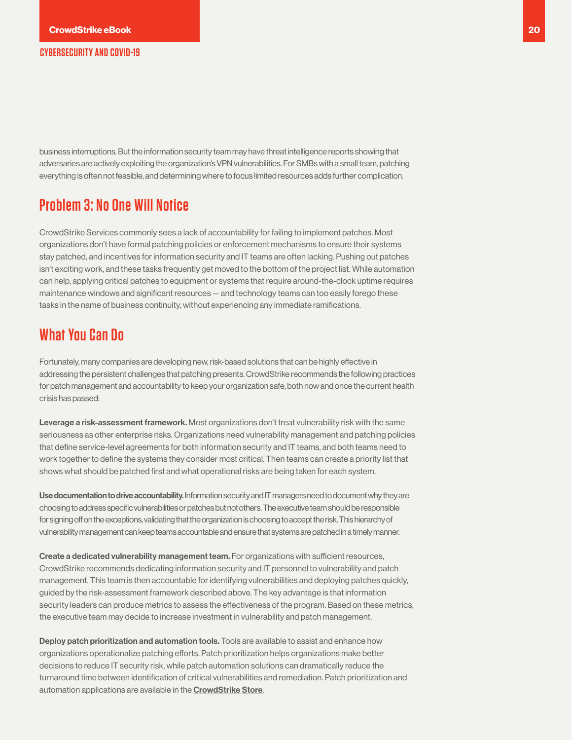business interruptions. But the information security team may have threat intelligence reports showing that adversaries are actively exploiting the organization's VPN vulnerabilities. For SMBs with a small team, patching everything is often not feasible, and determining where to focus limited resources adds further complication.

## Problem 3: No One Will Notice

CrowdStrike Services commonly sees a lack of accountability for failing to implement patches. Most organizations don't have formal patching policies or enforcement mechanisms to ensure their systems stay patched, and incentives for information security and IT teams are often lacking. Pushing out patches isn't exciting work, and these tasks frequently get moved to the bottom of the project list. While automation can help, applying critical patches to equipment or systems that require around-the-clock uptime requires maintenance windows and significant resources — and technology teams can too easily forego these tasks in the name of business continuity, without experiencing any immediate ramifications.

## What You Can Do

Fortunately, many companies are developing new, risk-based solutions that can be highly effective in addressing the persistent challenges that patching presents. CrowdStrike recommends the following practices for patch management and accountability to keep your organization safe, both now and once the current health crisis has passed:

**Leverage a risk-assessment framework.** Most organizations don't treat vulnerability risk with the same seriousness as other enterprise risks. Organizations need vulnerability management and patching policies that define service-level agreements for both information security and IT teams, and both teams need to work together to define the systems they consider most critical. Then teams can create a priority list that shows what should be patched first and what operational risks are being taken for each system.

**Use documentation to drive accountability.** Information security and IT managers need to document why they are choosing to address specific vulnerabilities or patches but not others. The executive team should be responsible for signing off on the exceptions, validating that the organization is choosing to accept the risk. This hierarchy of vulnerability management can keep teams accountable and ensure that systems are patched in a timely manner.

**Create a dedicated vulnerability management team.** For organizations with sufficient resources, CrowdStrike recommends dedicating information security and IT personnel to vulnerability and patch management. This team is then accountable for identifying vulnerabilities and deploying patches quickly, guided by the risk-assessment framework described above. The key advantage is that information security leaders can produce metrics to assess the effectiveness of the program. Based on these metrics, the executive team may decide to increase investment in vulnerability and patch management.

**Deploy patch prioritization and automation tools.** Tools are available to assist and enhance how organizations operationalize patching efforts. Patch prioritization helps organizations make better decisions to reduce IT security risk, while patch automation solutions can dramatically reduce the turnaround time between identification of critical vulnerabilities and remediation. Patch prioritization and automation applications are available in the **CrowdStrike Store**.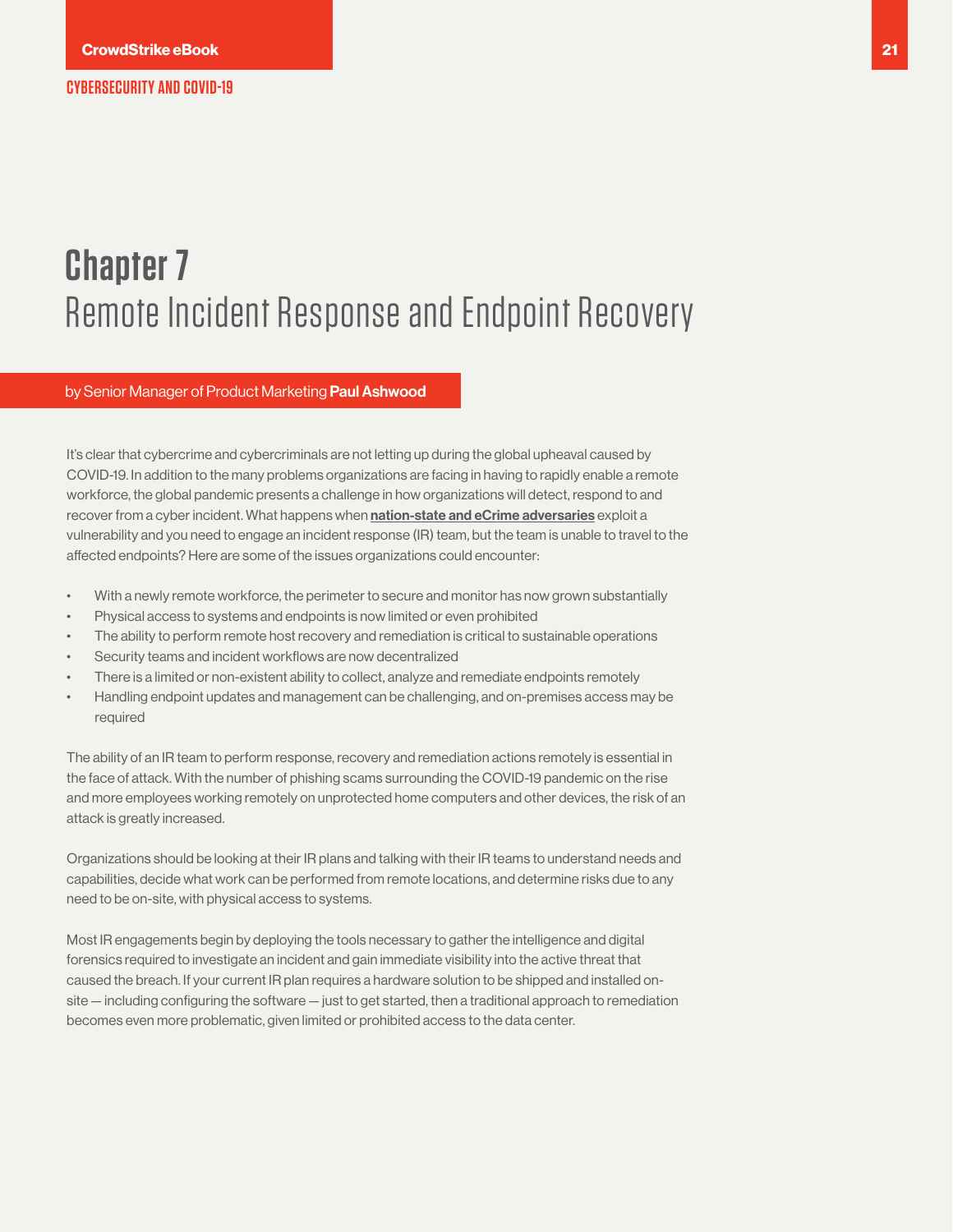# Chapter 7
## Remote Incident Response and Endpoint Recovery

by Senior Manager of Product Marketing **Paul Ashwood**

It's clear that cybercrime and cybercriminals are not letting up during the global upheaval caused by COVID-19. In addition to the many problems organizations are facing in having to rapidly enable a remote workforce, the global pandemic presents a challenge in how organizations will detect, respond to and recover from a cyber incident. What happens when **nation-state and eCrime adversaries** exploit a vulnerability and you need to engage an incident response (IR) team, but the team is unable to travel to the affected endpoints? Here are some of the issues organizations could encounter:

- With a newly remote workforce, the perimeter to secure and monitor has now grown substantially
- Physical access to systems and endpoints is now limited or even prohibited
- The ability to perform remote host recovery and remediation is critical to sustainable operations
- Security teams and incident workflows are now decentralized
- There is a limited or non-existent ability to collect, analyze and remediate endpoints remotely
- Handling endpoint updates and management can be challenging, and on-premises access may be required

The ability of an IR team to perform response, recovery and remediation actions remotely is essential in the face of attack. With the number of phishing scams surrounding the COVID-19 pandemic on the rise and more employees working remotely on unprotected home computers and other devices, the risk of an attack is greatly increased.

Organizations should be looking at their IR plans and talking with their IR teams to understand needs and capabilities, decide what work can be performed from remote locations, and determine risks due to any need to be on-site, with physical access to systems.

Most IR engagements begin by deploying the tools necessary to gather the intelligence and digital forensics required to investigate an incident and gain immediate visibility into the active threat that caused the breach. If your current IR plan requires a hardware solution to be shipped and installed on-site — including configuring the software — just to get started, then a traditional approach to remediation becomes even more problematic, given limited or prohibited access to the data center.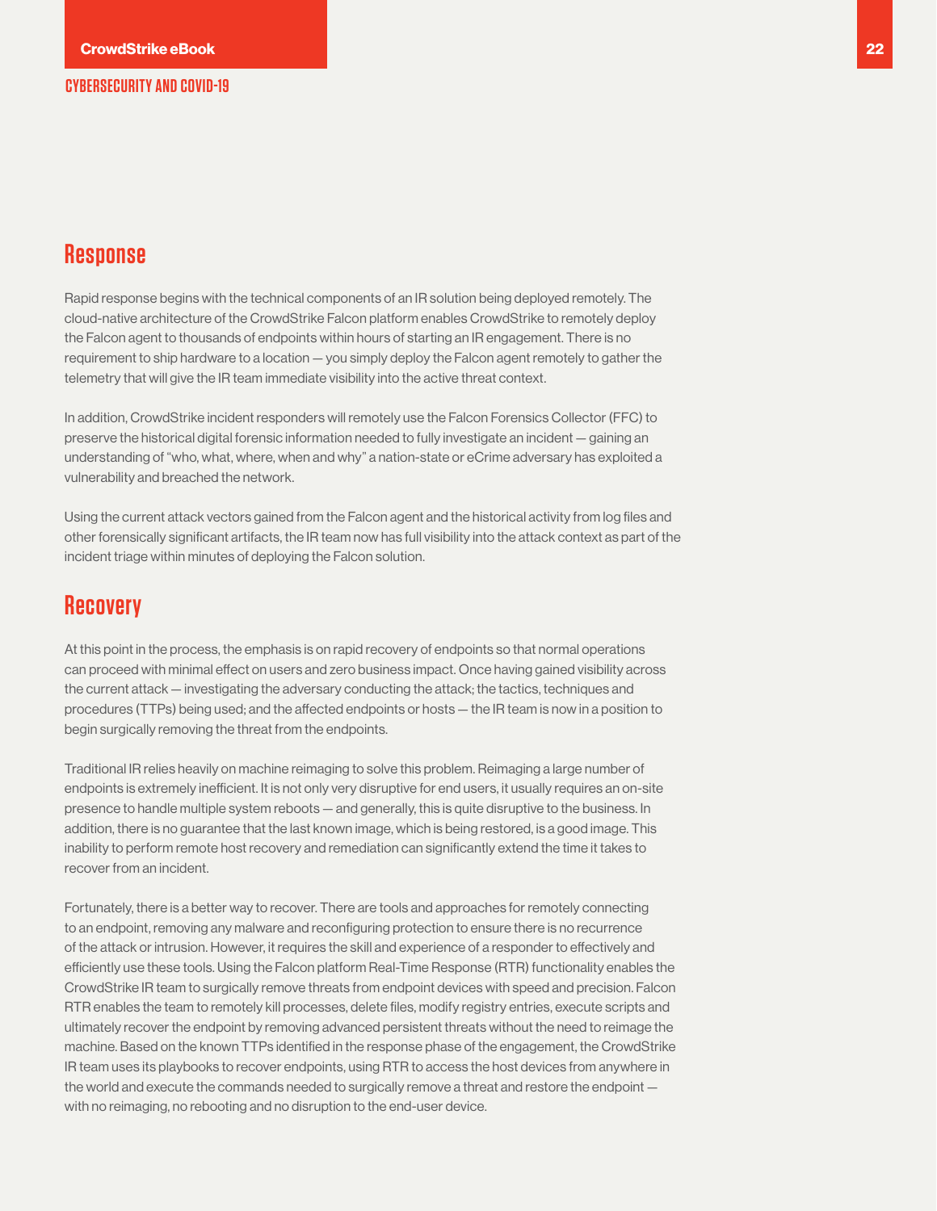## Response

Rapid response begins with the technical components of an IR solution being deployed remotely. The cloud-native architecture of the CrowdStrike Falcon platform enables CrowdStrike to remotely deploy the Falcon agent to thousands of endpoints within hours of starting an IR engagement. There is no requirement to ship hardware to a location — you simply deploy the Falcon agent remotely to gather the telemetry that will give the IR team immediate visibility into the active threat context.

In addition, CrowdStrike incident responders will remotely use the Falcon Forensics Collector (FFC) to preserve the historical digital forensic information needed to fully investigate an incident — gaining an understanding of "who, what, where, when and why" a nation-state or eCrime adversary has exploited a vulnerability and breached the network.

Using the current attack vectors gained from the Falcon agent and the historical activity from log files and other forensically significant artifacts, the IR team now has full visibility into the attack context as part of the incident triage within minutes of deploying the Falcon solution.

## Recovery

At this point in the process, the emphasis is on rapid recovery of endpoints so that normal operations can proceed with minimal effect on users and zero business impact. Once having gained visibility across the current attack — investigating the adversary conducting the attack; the tactics, techniques and procedures (TTPs) being used; and the affected endpoints or hosts — the IR team is now in a position to begin surgically removing the threat from the endpoints.

Traditional IR relies heavily on machine reimaging to solve this problem. Reimaging a large number of endpoints is extremely inefficient. It is not only very disruptive for end users, it usually requires an on-site presence to handle multiple system reboots — and generally, this is quite disruptive to the business. In addition, there is no guarantee that the last known image, which is being restored, is a good image. This inability to perform remote host recovery and remediation can significantly extend the time it takes to recover from an incident.

Fortunately, there is a better way to recover. There are tools and approaches for remotely connecting to an endpoint, removing any malware and reconfiguring protection to ensure there is no recurrence of the attack or intrusion. However, it requires the skill and experience of a responder to effectively and efficiently use these tools. Using the Falcon platform Real-Time Response (RTR) functionality enables the CrowdStrike IR team to surgically remove threats from endpoint devices with speed and precision. Falcon RTR enables the team to remotely kill processes, delete files, modify registry entries, execute scripts and ultimately recover the endpoint by removing advanced persistent threats without the need to reimage the machine. Based on the known TTPs identified in the response phase of the engagement, the CrowdStrike IR team uses its playbooks to recover endpoints, using RTR to access the host devices from anywhere in the world and execute the commands needed to surgically remove a threat and restore the endpoint — with no reimaging, no rebooting and no disruption to the end-user device.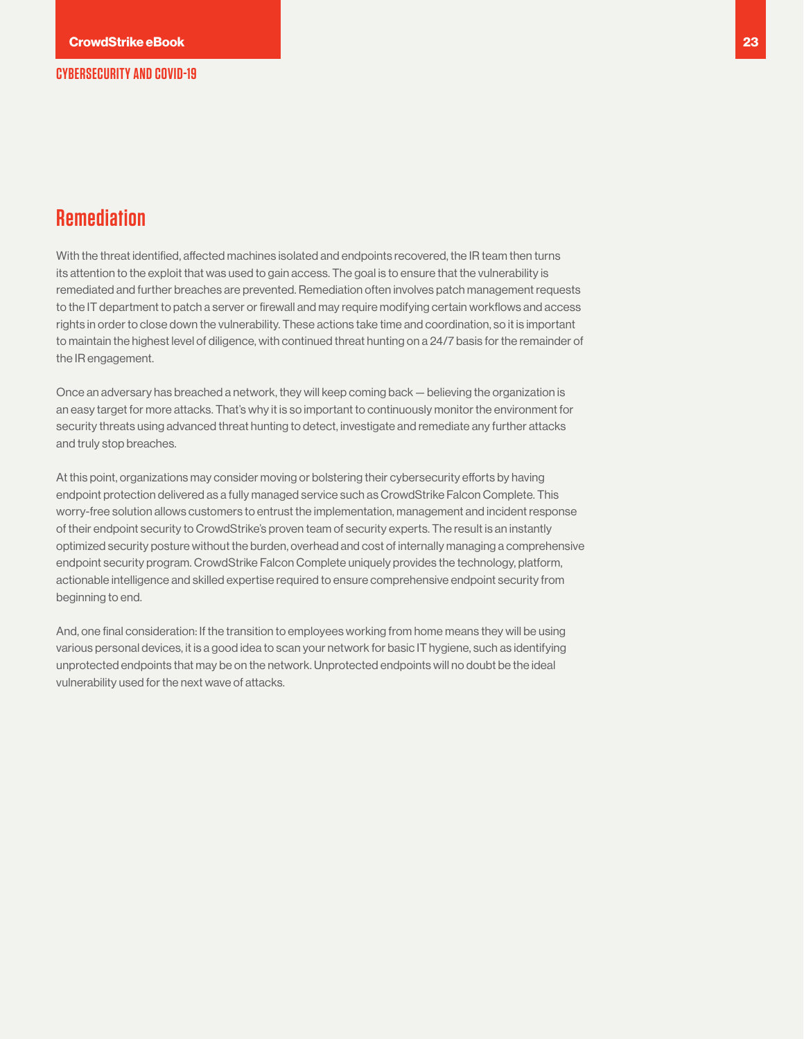## Remediation

With the threat identified, affected machines isolated and endpoints recovered, the IR team then turns its attention to the exploit that was used to gain access. The goal is to ensure that the vulnerability is remediated and further breaches are prevented. Remediation often involves patch management requests to the IT department to patch a server or firewall and may require modifying certain workflows and access rights in order to close down the vulnerability. These actions take time and coordination, so it is important to maintain the highest level of diligence, with continued threat hunting on a 24/7 basis for the remainder of the IR engagement.

Once an adversary has breached a network, they will keep coming back — believing the organization is an easy target for more attacks. That's why it is so important to continuously monitor the environment for security threats using advanced threat hunting to detect, investigate and remediate any further attacks and truly stop breaches.

At this point, organizations may consider moving or bolstering their cybersecurity efforts by having endpoint protection delivered as a fully managed service such as CrowdStrike Falcon Complete. This worry-free solution allows customers to entrust the implementation, management and incident response of their endpoint security to CrowdStrike's proven team of security experts. The result is an instantly optimized security posture without the burden, overhead and cost of internally managing a comprehensive endpoint security program. CrowdStrike Falcon Complete uniquely provides the technology, platform, actionable intelligence and skilled expertise required to ensure comprehensive endpoint security from beginning to end.

And, one final consideration: If the transition to employees working from home means they will be using various personal devices, it is a good idea to scan your network for basic IT hygiene, such as identifying unprotected endpoints that may be on the network. Unprotected endpoints will no doubt be the ideal vulnerability used for the next wave of attacks.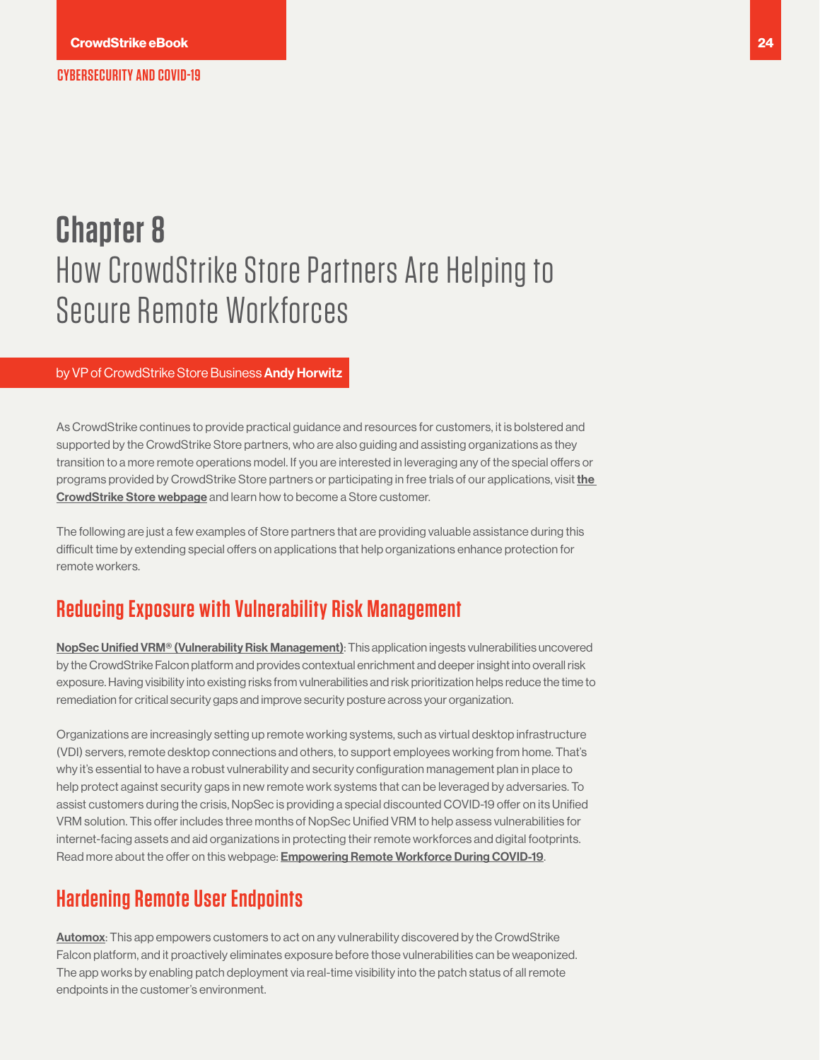# Chapter 8
## How CrowdStrike Store Partners Are Helping to Secure Remote Workforces

by VP of CrowdStrike Store Business **Andy Horwitz**

As CrowdStrike continues to provide practical guidance and resources for customers, it is bolstered and supported by the CrowdStrike Store partners, who are also guiding and assisting organizations as they transition to a more remote operations model. If you are interested in leveraging any of the special offers or programs provided by CrowdStrike Store partners or participating in free trials of our applications, visit **the CrowdStrike Store webpage** and learn how to become a Store customer.

The following are just a few examples of Store partners that are providing valuable assistance during this difficult time by extending special offers on applications that help organizations enhance protection for remote workers.

### Reducing Exposure with Vulnerability Risk Management

**NopSec Unified VRM® (Vulnerability Risk Management)**: This application ingests vulnerabilities uncovered by the CrowdStrike Falcon platform and provides contextual enrichment and deeper insight into overall risk exposure. Having visibility into existing risks from vulnerabilities and risk prioritization helps reduce the time to remediation for critical security gaps and improve security posture across your organization.

Organizations are increasingly setting up remote working systems, such as virtual desktop infrastructure (VDI) servers, remote desktop connections and others, to support employees working from home. That's why it's essential to have a robust vulnerability and security configuration management plan in place to help protect against security gaps in new remote work systems that can be leveraged by adversaries. To assist customers during the crisis, NopSec is providing a special discounted COVID-19 offer on its Unified VRM solution. This offer includes three months of NopSec Unified VRM to help assess vulnerabilities for internet-facing assets and aid organizations in protecting their remote workforces and digital footprints. Read more about the offer on this webpage: **Empowering Remote Workforce During COVID-19**.

### Hardening Remote User Endpoints

**Automox**: This app empowers customers to act on any vulnerability discovered by the CrowdStrike Falcon platform, and it proactively eliminates exposure before those vulnerabilities can be weaponized. The app works by enabling patch deployment via real-time visibility into the patch status of all remote endpoints in the customer's environment.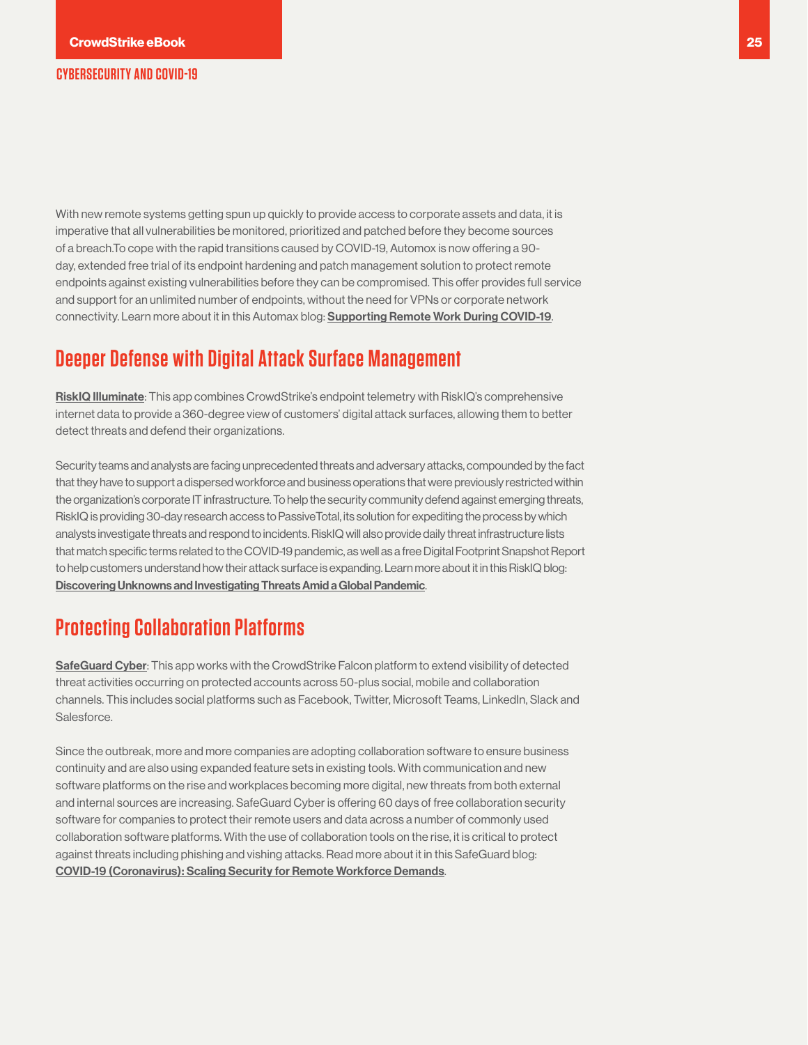With new remote systems getting spun up quickly to provide access to corporate assets and data, it is imperative that all vulnerabilities be monitored, prioritized and patched before they become sources of a breach.To cope with the rapid transitions caused by COVID-19, Automox is now offering a 90-day, extended free trial of its endpoint hardening and patch management solution to protect remote endpoints against existing vulnerabilities before they can be compromised. This offer provides full service and support for an unlimited number of endpoints, without the need for VPNs or corporate network connectivity. Learn more about it in this Automax blog: **Supporting Remote Work During COVID-19**.

## Deeper Defense with Digital Attack Surface Management

**RiskIQ Illuminate**: This app combines CrowdStrike's endpoint telemetry with RiskIQ's comprehensive internet data to provide a 360-degree view of customers' digital attack surfaces, allowing them to better detect threats and defend their organizations.

Security teams and analysts are facing unprecedented threats and adversary attacks, compounded by the fact that they have to support a dispersed workforce and business operations that were previously restricted within the organization's corporate IT infrastructure. To help the security community defend against emerging threats, RiskIQ is providing 30-day research access to PassiveTotal, its solution for expediting the process by which analysts investigate threats and respond to incidents. RiskIQ will also provide daily threat infrastructure lists that match specific terms related to the COVID-19 pandemic, as well as a free Digital Footprint Snapshot Report to help customers understand how their attack surface is expanding. Learn more about it in this RiskIQ blog: **Discovering Unknowns and Investigating Threats Amid a Global Pandemic**.

## Protecting Collaboration Platforms

**SafeGuard Cyber**: This app works with the CrowdStrike Falcon platform to extend visibility of detected threat activities occurring on protected accounts across 50-plus social, mobile and collaboration channels. This includes social platforms such as Facebook, Twitter, Microsoft Teams, LinkedIn, Slack and Salesforce.

Since the outbreak, more and more companies are adopting collaboration software to ensure business continuity and are also using expanded feature sets in existing tools. With communication and new software platforms on the rise and workplaces becoming more digital, new threats from both external and internal sources are increasing. SafeGuard Cyber is offering 60 days of free collaboration security software for companies to protect their remote users and data across a number of commonly used collaboration software platforms. With the use of collaboration tools on the rise, it is critical to protect against threats including phishing and vishing attacks. Read more about it in this SafeGuard blog: **COVID-19 (Coronavirus): Scaling Security for Remote Workforce Demands**.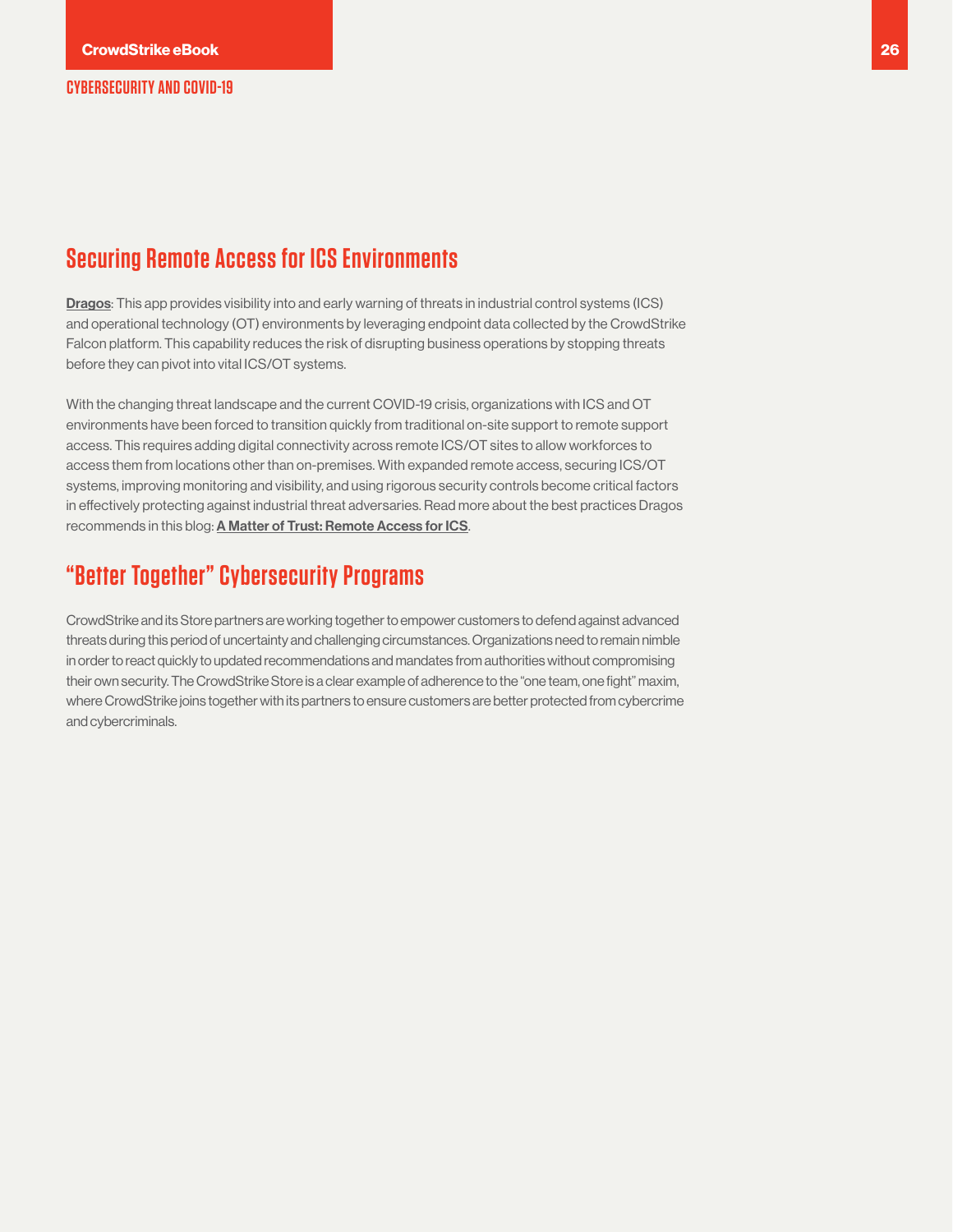## Securing Remote Access for ICS Environments

**Dragos**: This app provides visibility into and early warning of threats in industrial control systems (ICS) and operational technology (OT) environments by leveraging endpoint data collected by the CrowdStrike Falcon platform. This capability reduces the risk of disrupting business operations by stopping threats before they can pivot into vital ICS/OT systems.

With the changing threat landscape and the current COVID-19 crisis, organizations with ICS and OT environments have been forced to transition quickly from traditional on-site support to remote support access. This requires adding digital connectivity across remote ICS/OT sites to allow workforces to access them from locations other than on-premises. With expanded remote access, securing ICS/OT systems, improving monitoring and visibility, and using rigorous security controls become critical factors in effectively protecting against industrial threat adversaries. Read more about the best practices Dragos recommends in this blog: **A Matter of Trust: Remote Access for ICS**.

## "Better Together" Cybersecurity Programs

CrowdStrike and its Store partners are working together to empower customers to defend against advanced threats during this period of uncertainty and challenging circumstances. Organizations need to remain nimble in order to react quickly to updated recommendations and mandates from authorities without compromising their own security. The CrowdStrike Store is a clear example of adherence to the "one team, one fight" maxim, where CrowdStrike joins together with its partners to ensure customers are better protected from cybercrime and cybercriminals.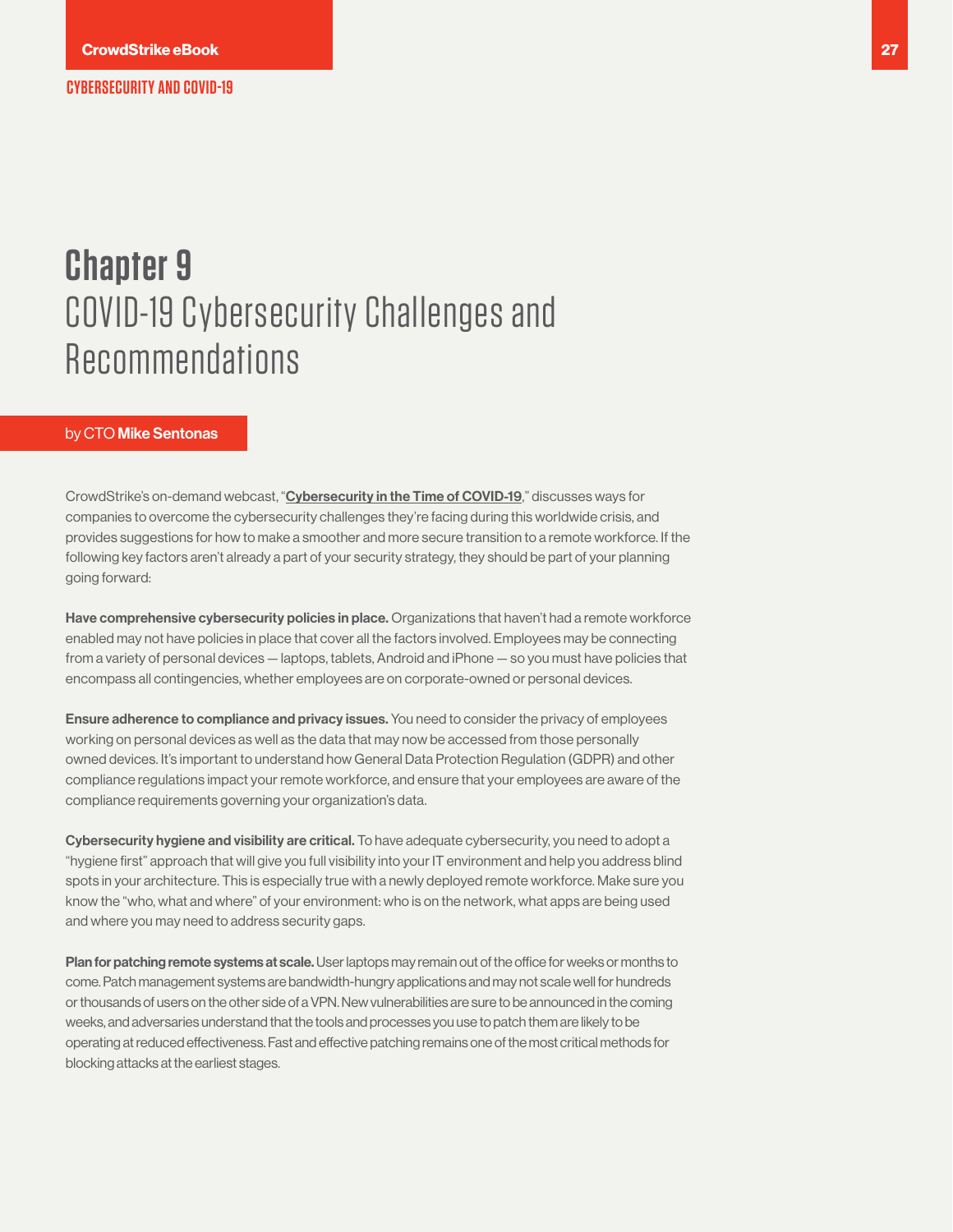# Chapter 9
## COVID-19 Cybersecurity Challenges and Recommendations

by CTO **Mike Sentonas**

CrowdStrike's on-demand webcast, "**Cybersecurity in the Time of COVID-19**," discusses ways for companies to overcome the cybersecurity challenges they're facing during this worldwide crisis, and provides suggestions for how to make a smoother and more secure transition to a remote workforce. If the following key factors aren't already a part of your security strategy, they should be part of your planning going forward:

**Have comprehensive cybersecurity policies in place.** Organizations that haven't had a remote workforce enabled may not have policies in place that cover all the factors involved. Employees may be connecting from a variety of personal devices — laptops, tablets, Android and iPhone — so you must have policies that encompass all contingencies, whether employees are on corporate-owned or personal devices.

**Ensure adherence to compliance and privacy issues.** You need to consider the privacy of employees working on personal devices as well as the data that may now be accessed from those personally owned devices. It's important to understand how General Data Protection Regulation (GDPR) and other compliance regulations impact your remote workforce, and ensure that your employees are aware of the compliance requirements governing your organization's data.

**Cybersecurity hygiene and visibility are critical.** To have adequate cybersecurity, you need to adopt a "hygiene first" approach that will give you full visibility into your IT environment and help you address blind spots in your architecture. This is especially true with a newly deployed remote workforce. Make sure you know the "who, what and where" of your environment: who is on the network, what apps are being used and where you may need to address security gaps.

**Plan for patching remote systems at scale.** User laptops may remain out of the office for weeks or months to come. Patch management systems are bandwidth-hungry applications and may not scale well for hundreds or thousands of users on the other side of a VPN. New vulnerabilities are sure to be announced in the coming weeks, and adversaries understand that the tools and processes you use to patch them are likely to be operating at reduced effectiveness. Fast and effective patching remains one of the most critical methods for blocking attacks at the earliest stages.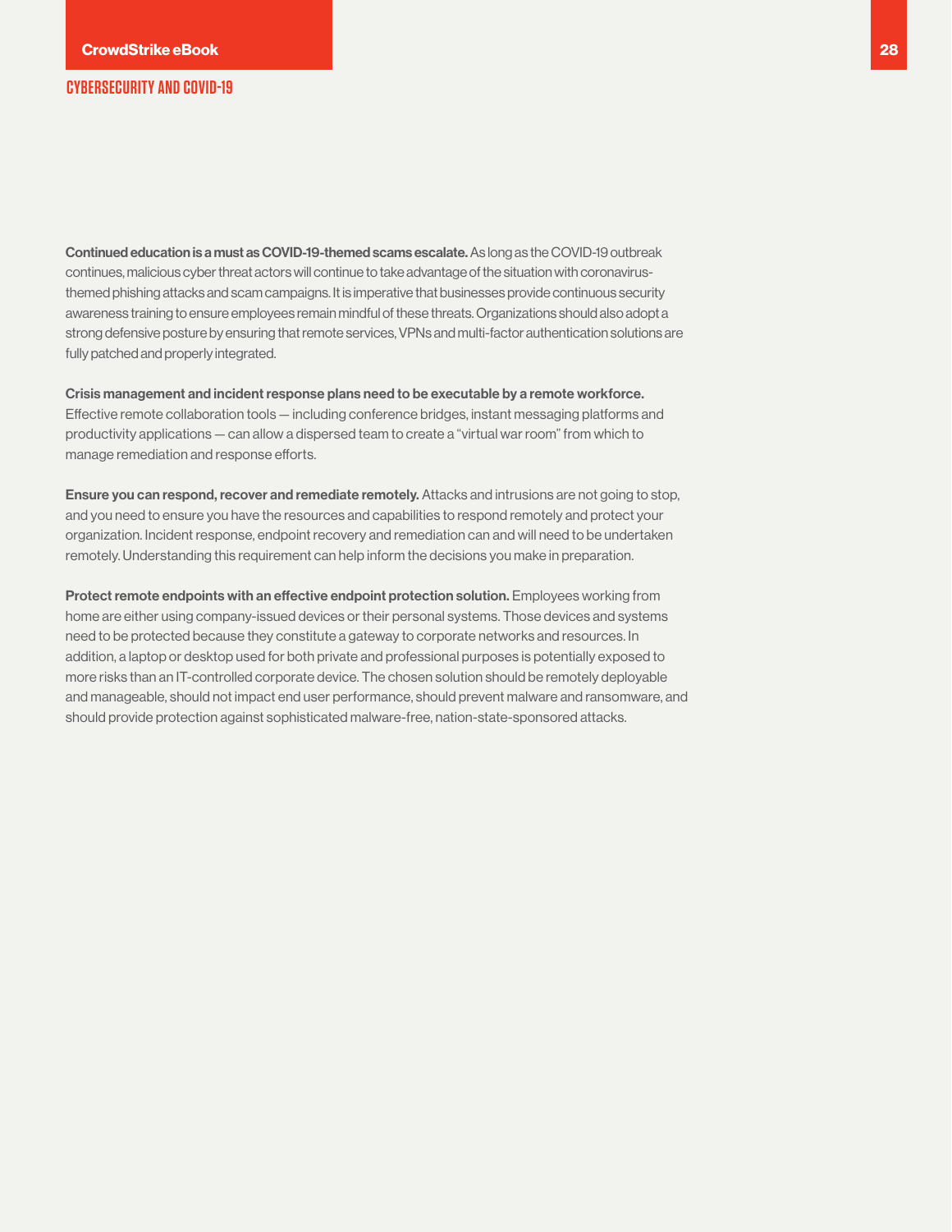**Continued education is a must as COVID-19-themed scams escalate.** As long as the COVID-19 outbreak continues, malicious cyber threat actors will continue to take advantage of the situation with coronavirus-themed phishing attacks and scam campaigns. It is imperative that businesses provide continuous security awareness training to ensure employees remain mindful of these threats. Organizations should also adopt a strong defensive posture by ensuring that remote services, VPNs and multi-factor authentication solutions are fully patched and properly integrated.

**Crisis management and incident response plans need to be executable by a remote workforce.** Effective remote collaboration tools — including conference bridges, instant messaging platforms and productivity applications — can allow a dispersed team to create a "virtual war room" from which to manage remediation and response efforts.

**Ensure you can respond, recover and remediate remotely.** Attacks and intrusions are not going to stop, and you need to ensure you have the resources and capabilities to respond remotely and protect your organization. Incident response, endpoint recovery and remediation can and will need to be undertaken remotely. Understanding this requirement can help inform the decisions you make in preparation.

**Protect remote endpoints with an effective endpoint protection solution.** Employees working from home are either using company-issued devices or their personal systems. Those devices and systems need to be protected because they constitute a gateway to corporate networks and resources. In addition, a laptop or desktop used for both private and professional purposes is potentially exposed to more risks than an IT-controlled corporate device. The chosen solution should be remotely deployable and manageable, should not impact end user performance, should prevent malware and ransomware, and should provide protection against sophisticated malware-free, nation-state-sponsored attacks.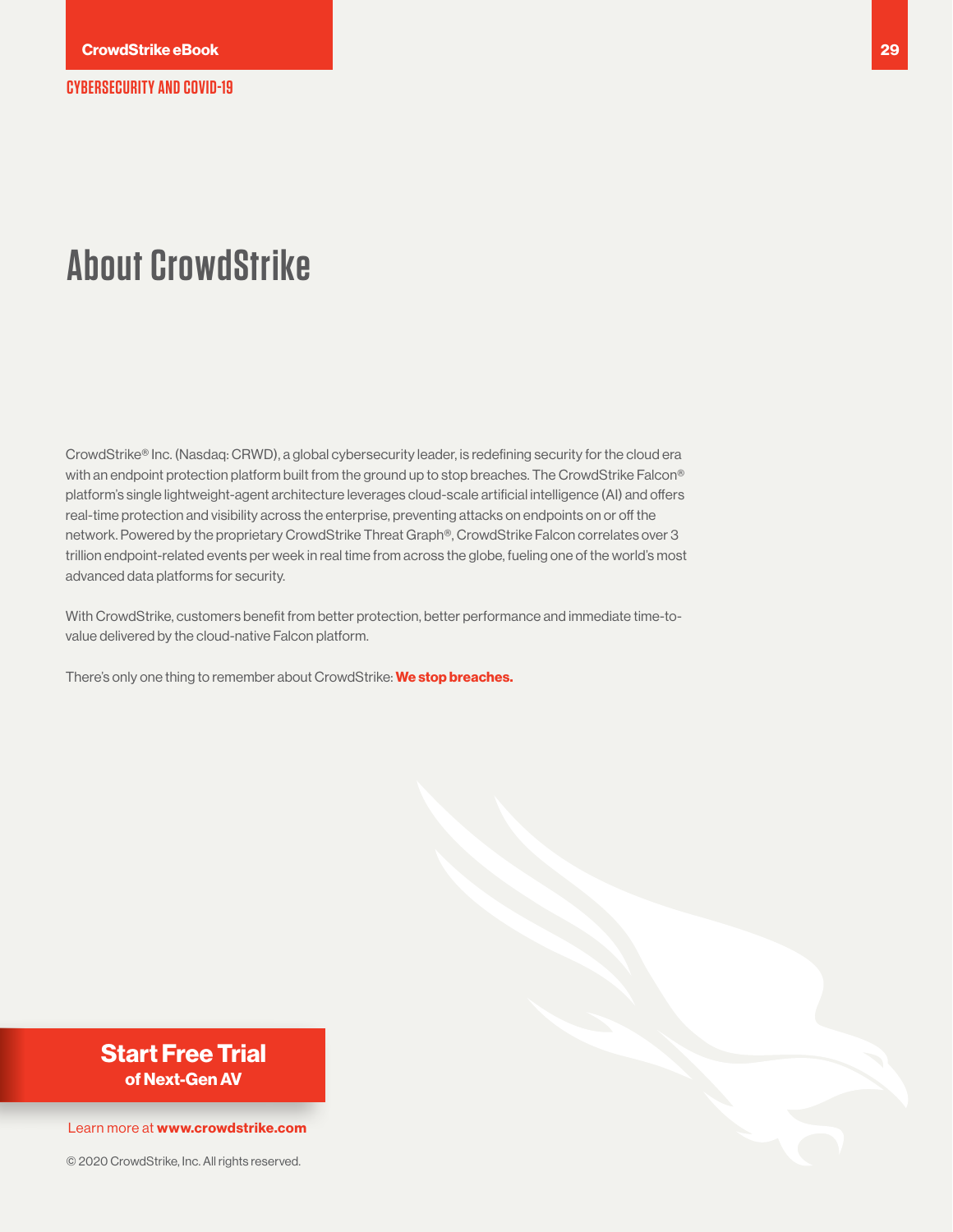# About CrowdStrike

CrowdStrike® Inc. (Nasdaq: CRWD), a global cybersecurity leader, is redefining security for the cloud era with an endpoint protection platform built from the ground up to stop breaches. The CrowdStrike Falcon® platform's single lightweight-agent architecture leverages cloud-scale artificial intelligence (AI) and offers real-time protection and visibility across the enterprise, preventing attacks on endpoints on or off the network. Powered by the proprietary CrowdStrike Threat Graph®, CrowdStrike Falcon correlates over 3 trillion endpoint-related events per week in real time from across the globe, fueling one of the world's most advanced data platforms for security.

With CrowdStrike, customers benefit from better protection, better performance and immediate time-to-value delivered by the cloud-native Falcon platform.

There's only one thing to remember about CrowdStrike: **We stop breaches.**

**Start Free Trial**
**of Next-Gen AV**

Learn more at **www.crowdstrike.com**

© 2020 CrowdStrike, Inc. All rights reserved.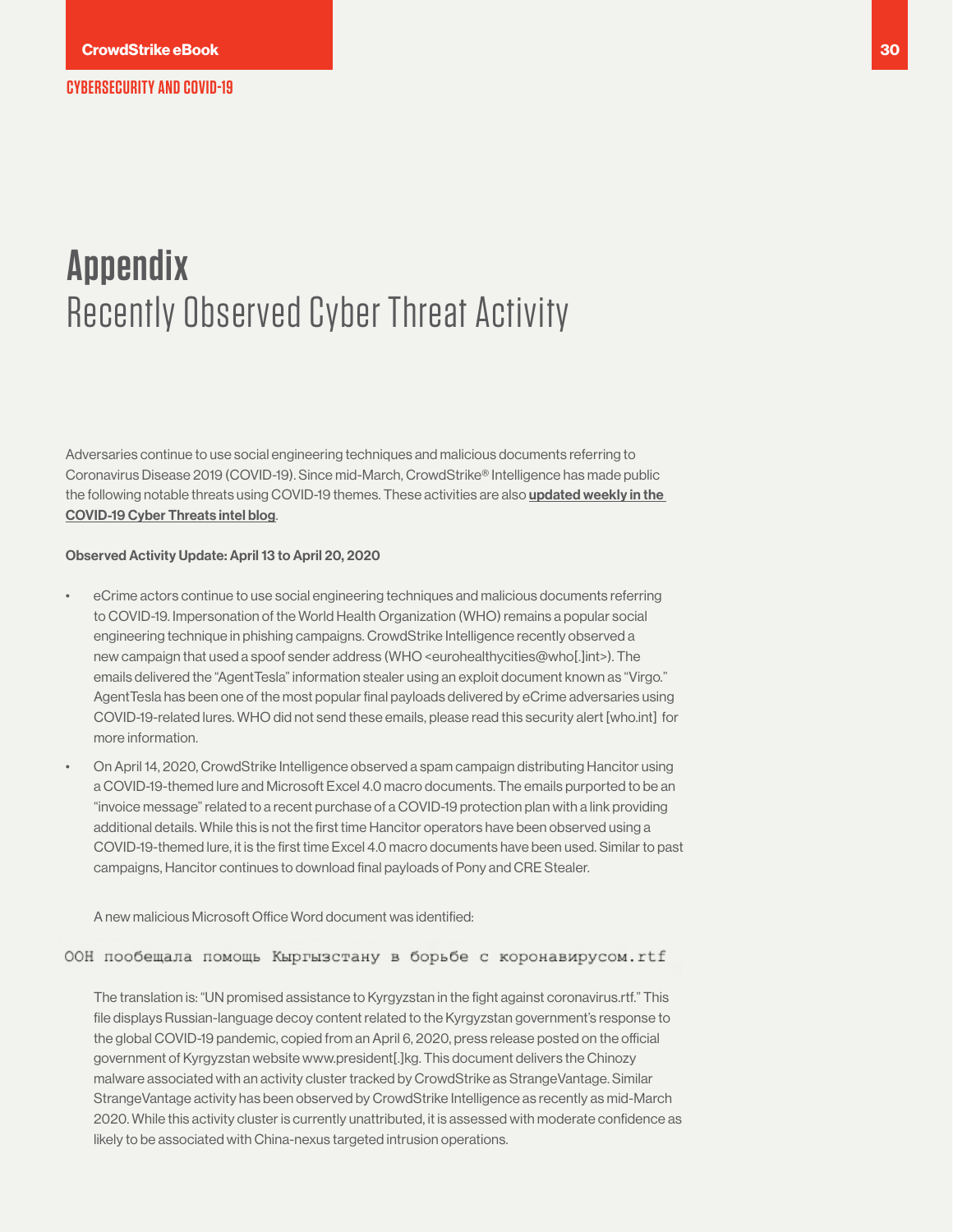# Appendix

## Recently Observed Cyber Threat Activity

Adversaries continue to use social engineering techniques and malicious documents referring to Coronavirus Disease 2019 (COVID-19). Since mid-March, CrowdStrike® Intelligence has made public the following notable threats using COVID-19 themes. These activities are also **updated weekly in the COVID-19 Cyber Threats intel blog**.

**Observed Activity Update: April 13 to April 20, 2020**

- eCrime actors continue to use social engineering techniques and malicious documents referring to COVID-19. Impersonation of the World Health Organization (WHO) remains a popular social engineering technique in phishing campaigns. CrowdStrike Intelligence recently observed a new campaign that used a spoof sender address (WHO <eurohealthycities@who[.]int>). The emails delivered the "AgentTesla" information stealer using an exploit document known as "Virgo." AgentTesla has been one of the most popular final payloads delivered by eCrime adversaries using COVID-19-related lures. WHO did not send these emails, please read this security alert [who.int] for more information.
- On April 14, 2020, CrowdStrike Intelligence observed a spam campaign distributing Hancitor using a COVID-19-themed lure and Microsoft Excel 4.0 macro documents. The emails purported to be an "invoice message" related to a recent purchase of a COVID-19 protection plan with a link providing additional details. While this is not the first time Hancitor operators have been observed using a COVID-19-themed lure, it is the first time Excel 4.0 macro documents have been used. Similar to past campaigns, Hancitor continues to download final payloads of Pony and CRE Stealer.

  A new malicious Microsoft Office Word document was identified:

```
ООН пообещала помощь Кыргызстану в борьбе с коронавирусом.rtf
```

  The translation is: "UN promised assistance to Kyrgyzstan in the fight against coronavirus.rtf." This file displays Russian-language decoy content related to the Kyrgyzstan government's response to the global COVID-19 pandemic, copied from an April 6, 2020, press release posted on the official government of Kyrgyzstan website www.president[.]kg. This document delivers the Chinozy malware associated with an activity cluster tracked by CrowdStrike as StrangeVantage. Similar StrangeVantage activity has been observed by CrowdStrike Intelligence as recently as mid-March 2020. While this activity cluster is currently unattributed, it is assessed with moderate confidence as likely to be associated with China-nexus targeted intrusion operations.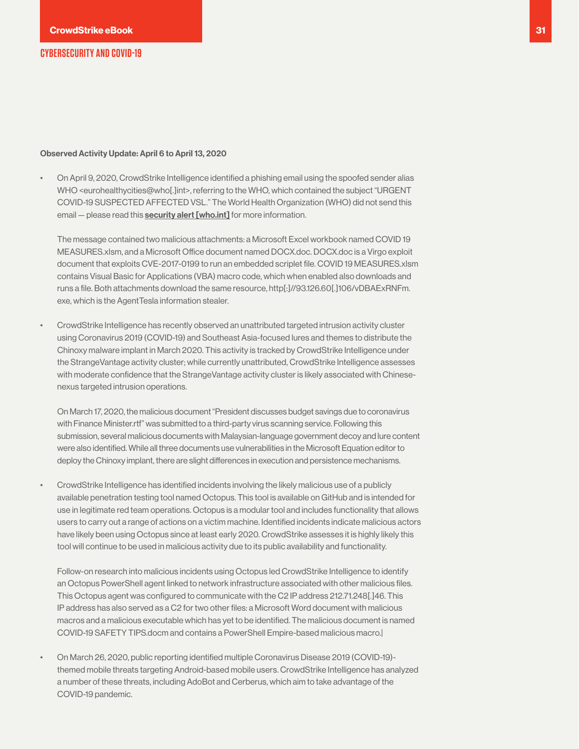**Observed Activity Update: April 6 to April 13, 2020**

- On April 9, 2020, CrowdStrike Intelligence identified a phishing email using the spoofed sender alias WHO <eurohealthycities@who[.]int>, referring to the WHO, which contained the subject "URGENT COVID-19 SUSPECTED AFFECTED VSL." The World Health Organization (WHO) did not send this email — please read this **security alert [who.int]** for more information.

  The message contained two malicious attachments: a Microsoft Excel workbook named COVID 19 MEASURES.xlsm, and a Microsoft Office document named DOCX.doc. DOCX.doc is a Virgo exploit document that exploits CVE-2017-0199 to run an embedded scriplet file. COVID 19 MEASURES.xlsm contains Visual Basic for Applications (VBA) macro code, which when enabled also downloads and runs a file. Both attachments download the same resource, http[:]//93.126.60[.]106/vDBAExRNFm.exe, which is the AgentTesla information stealer.

- CrowdStrike Intelligence has recently observed an unattributed targeted intrusion activity cluster using Coronavirus 2019 (COVID-19) and Southeast Asia-focused lures and themes to distribute the Chinoxy malware implant in March 2020. This activity is tracked by CrowdStrike Intelligence under the StrangeVantage activity cluster; while currently unattributed, CrowdStrike Intelligence assesses with moderate confidence that the StrangeVantage activity cluster is likely associated with Chinese-nexus targeted intrusion operations.

  On March 17, 2020, the malicious document "President discusses budget savings due to coronavirus with Finance Minister.rtf" was submitted to a third-party virus scanning service. Following this submission, several malicious documents with Malaysian-language government decoy and lure content were also identified. While all three documents use vulnerabilities in the Microsoft Equation editor to deploy the Chinoxy implant, there are slight differences in execution and persistence mechanisms.

- CrowdStrike Intelligence has identified incidents involving the likely malicious use of a publicly available penetration testing tool named Octopus. This tool is available on GitHub and is intended for use in legitimate red team operations. Octopus is a modular tool and includes functionality that allows users to carry out a range of actions on a victim machine. Identified incidents indicate malicious actors have likely been using Octopus since at least early 2020. CrowdStrike assesses it is highly likely this tool will continue to be used in malicious activity due to its public availability and functionality.

  Follow-on research into malicious incidents using Octopus led CrowdStrike Intelligence to identify an Octopus PowerShell agent linked to network infrastructure associated with other malicious files. This Octopus agent was configured to communicate with the C2 IP address 212.71.248[.]46. This IP address has also served as a C2 for two other files: a Microsoft Word document with malicious macros and a malicious executable which has yet to be identified. The malicious document is named COVID-19 SAFETY TIPS.docm and contains a PowerShell Empire-based malicious macro.|

- On March 26, 2020, public reporting identified multiple Coronavirus Disease 2019 (COVID-19)-themed mobile threats targeting Android-based mobile users. CrowdStrike Intelligence has analyzed a number of these threats, including AdoBot and Cerberus, which aim to take advantage of the COVID-19 pandemic.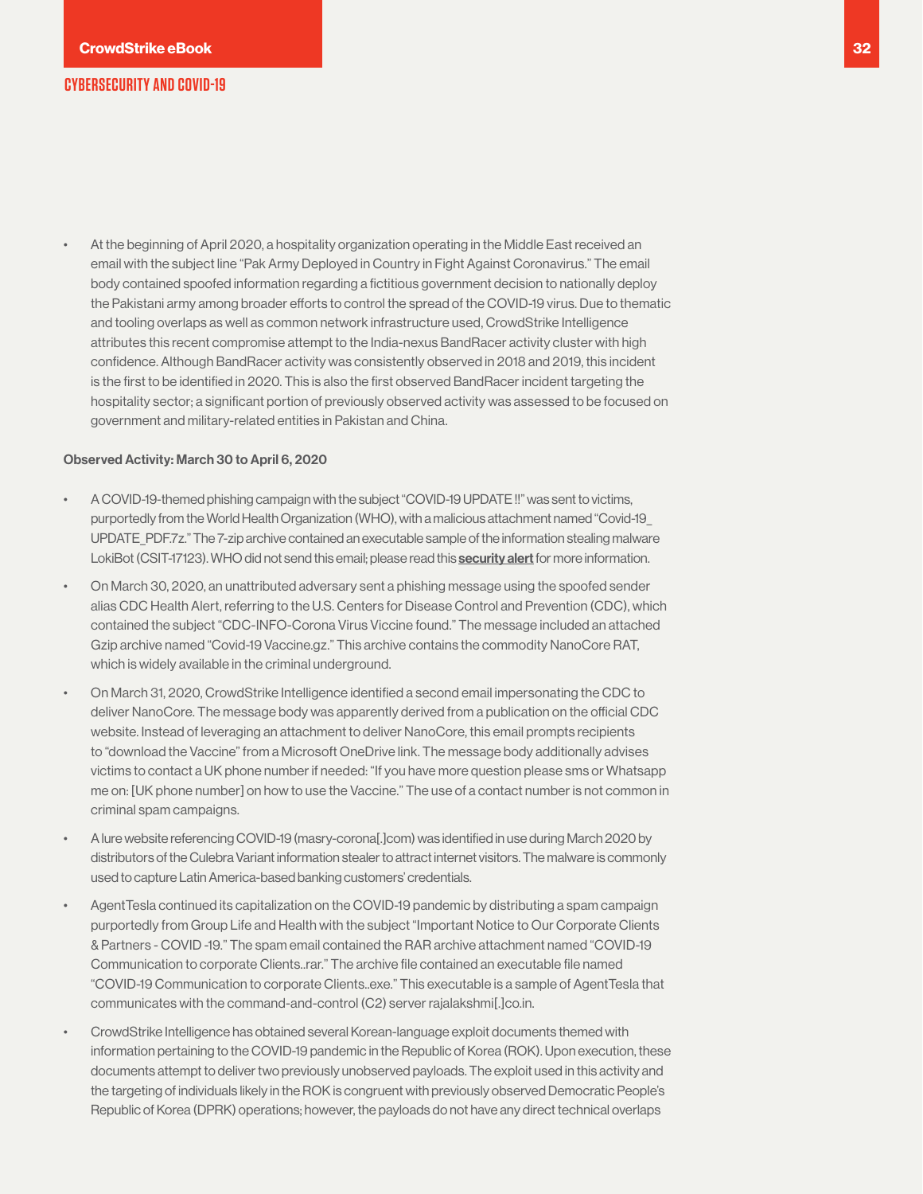- At the beginning of April 2020, a hospitality organization operating in the Middle East received an email with the subject line "Pak Army Deployed in Country in Fight Against Coronavirus." The email body contained spoofed information regarding a fictitious government decision to nationally deploy the Pakistani army among broader efforts to control the spread of the COVID-19 virus. Due to thematic and tooling overlaps as well as common network infrastructure used, CrowdStrike Intelligence attributes this recent compromise attempt to the India-nexus BandRacer activity cluster with high confidence. Although BandRacer activity was consistently observed in 2018 and 2019, this incident is the first to be identified in 2020. This is also the first observed BandRacer incident targeting the hospitality sector; a significant portion of previously observed activity was assessed to be focused on government and military-related entities in Pakistan and China.

**Observed Activity: March 30 to April 6, 2020**

- A COVID-19-themed phishing campaign with the subject "COVID-19 UPDATE !!" was sent to victims, purportedly from the World Health Organization (WHO), with a malicious attachment named "Covid-19_UPDATE_PDF.7z." The 7-zip archive contained an executable sample of the information stealing malware LokiBot (CSIT-17123). WHO did not send this email; please read this **security alert** for more information.
- On March 30, 2020, an unattributed adversary sent a phishing message using the spoofed sender alias CDC Health Alert, referring to the U.S. Centers for Disease Control and Prevention (CDC), which contained the subject "CDC-INFO-Corona Virus Viccine found." The message included an attached Gzip archive named "Covid-19 Vaccine.gz." This archive contains the commodity NanoCore RAT, which is widely available in the criminal underground.
- On March 31, 2020, CrowdStrike Intelligence identified a second email impersonating the CDC to deliver NanoCore. The message body was apparently derived from a publication on the official CDC website. Instead of leveraging an attachment to deliver NanoCore, this email prompts recipients to "download the Vaccine" from a Microsoft OneDrive link. The message body additionally advises victims to contact a UK phone number if needed: "If you have more question please sms or Whatsapp me on: [UK phone number] on how to use the Vaccine." The use of a contact number is not common in criminal spam campaigns.
- A lure website referencing COVID-19 (masry-corona[.]com) was identified in use during March 2020 by distributors of the Culebra Variant information stealer to attract internet visitors. The malware is commonly used to capture Latin America-based banking customers' credentials.
- AgentTesla continued its capitalization on the COVID-19 pandemic by distributing a spam campaign purportedly from Group Life and Health with the subject "Important Notice to Our Corporate Clients & Partners - COVID -19." The spam email contained the RAR archive attachment named "COVID-19 Communication to corporate Clients..rar." The archive file contained an executable file named "COVID-19 Communication to corporate Clients..exe." This executable is a sample of AgentTesla that communicates with the command-and-control (C2) server rajalakshmi[.]co.in.
- CrowdStrike Intelligence has obtained several Korean-language exploit documents themed with information pertaining to the COVID-19 pandemic in the Republic of Korea (ROK). Upon execution, these documents attempt to deliver two previously unobserved payloads. The exploit used in this activity and the targeting of individuals likely in the ROK is congruent with previously observed Democratic People's Republic of Korea (DPRK) operations; however, the payloads do not have any direct technical overlaps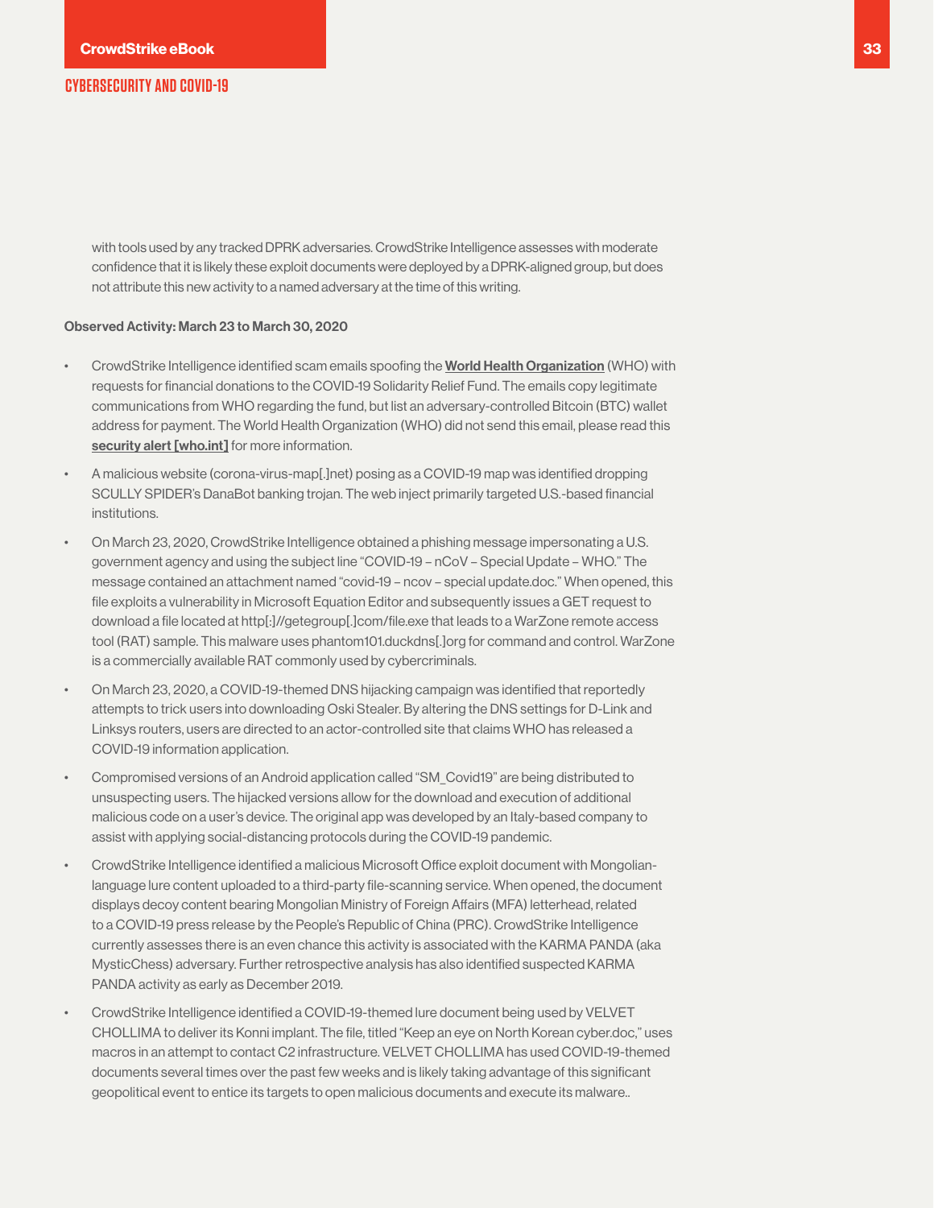with tools used by any tracked DPRK adversaries. CrowdStrike Intelligence assesses with moderate confidence that it is likely these exploit documents were deployed by a DPRK-aligned group, but does not attribute this new activity to a named adversary at the time of this writing.

**Observed Activity: March 23 to March 30, 2020**

- CrowdStrike Intelligence identified scam emails spoofing the **World Health Organization** (WHO) with requests for financial donations to the COVID-19 Solidarity Relief Fund. The emails copy legitimate communications from WHO regarding the fund, but list an adversary-controlled Bitcoin (BTC) wallet address for payment. The World Health Organization (WHO) did not send this email, please read this **security alert [who.int]** for more information.
- A malicious website (corona-virus-map[.]net) posing as a COVID-19 map was identified dropping SCULLY SPIDER's DanaBot banking trojan. The web inject primarily targeted U.S.-based financial institutions.
- On March 23, 2020, CrowdStrike Intelligence obtained a phishing message impersonating a U.S. government agency and using the subject line "COVID-19 – nCoV – Special Update – WHO." The message contained an attachment named "covid-19 – ncov – special update.doc." When opened, this file exploits a vulnerability in Microsoft Equation Editor and subsequently issues a GET request to download a file located at http[:]//getegroup[.]com/file.exe that leads to a WarZone remote access tool (RAT) sample. This malware uses phantom101.duckdns[.]org for command and control. WarZone is a commercially available RAT commonly used by cybercriminals.
- On March 23, 2020, a COVID-19-themed DNS hijacking campaign was identified that reportedly attempts to trick users into downloading Oski Stealer. By altering the DNS settings for D-Link and Linksys routers, users are directed to an actor-controlled site that claims WHO has released a COVID-19 information application.
- Compromised versions of an Android application called "SM_Covid19" are being distributed to unsuspecting users. The hijacked versions allow for the download and execution of additional malicious code on a user's device. The original app was developed by an Italy-based company to assist with applying social-distancing protocols during the COVID-19 pandemic.
- CrowdStrike Intelligence identified a malicious Microsoft Office exploit document with Mongolian-language lure content uploaded to a third-party file-scanning service. When opened, the document displays decoy content bearing Mongolian Ministry of Foreign Affairs (MFA) letterhead, related to a COVID-19 press release by the People's Republic of China (PRC). CrowdStrike Intelligence currently assesses there is an even chance this activity is associated with the KARMA PANDA (aka MysticChess) adversary. Further retrospective analysis has also identified suspected KARMA PANDA activity as early as December 2019.
- CrowdStrike Intelligence identified a COVID-19-themed lure document being used by VELVET CHOLLIMA to deliver its Konni implant. The file, titled "Keep an eye on North Korean cyber.doc," uses macros in an attempt to contact C2 infrastructure. VELVET CHOLLIMA has used COVID-19-themed documents several times over the past few weeks and is likely taking advantage of this significant geopolitical event to entice its targets to open malicious documents and execute its malware..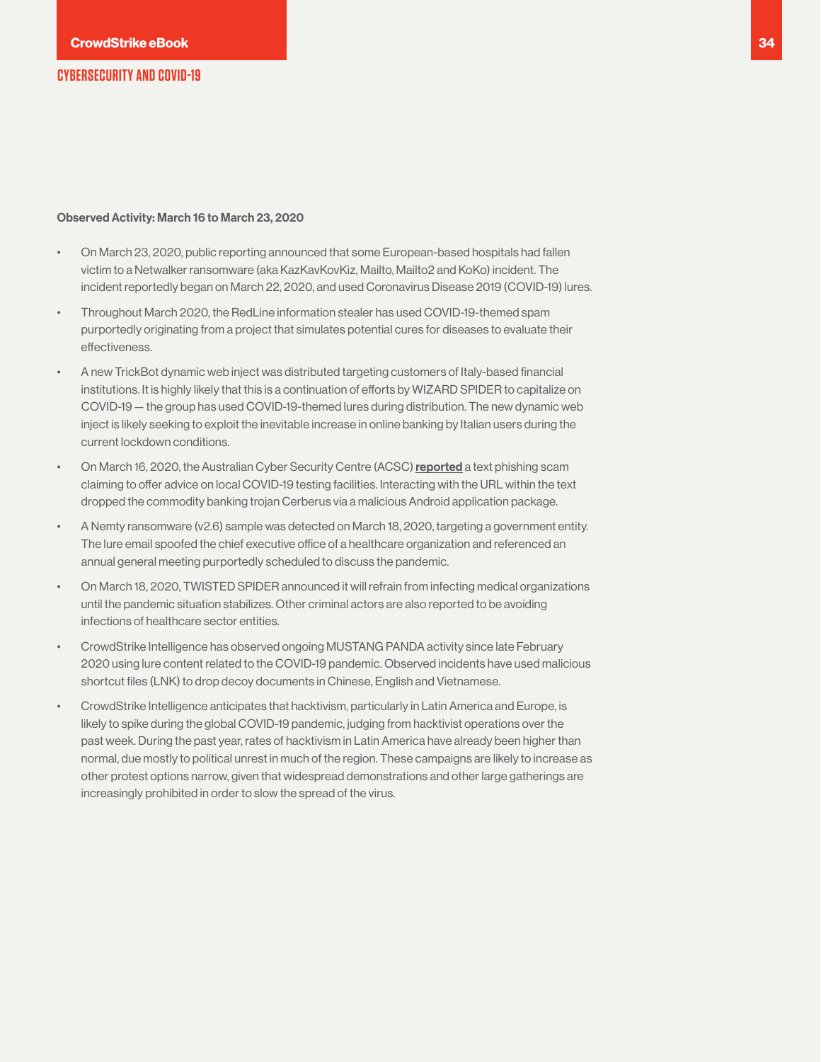**Observed Activity: March 16 to March 23, 2020**

- On March 23, 2020, public reporting announced that some European-based hospitals had fallen victim to a Netwalker ransomware (aka KazKavKovKiz, Mailto, Mailto2 and KoKo) incident. The incident reportedly began on March 22, 2020, and used Coronavirus Disease 2019 (COVID-19) lures.
- Throughout March 2020, the RedLine information stealer has used COVID-19-themed spam purportedly originating from a project that simulates potential cures for diseases to evaluate their effectiveness.
- A new TrickBot dynamic web inject was distributed targeting customers of Italy-based financial institutions. It is highly likely that this is a continuation of efforts by WIZARD SPIDER to capitalize on COVID-19 — the group has used COVID-19-themed lures during distribution. The new dynamic web inject is likely seeking to exploit the inevitable increase in online banking by Italian users during the current lockdown conditions.
- On March 16, 2020, the Australian Cyber Security Centre (ACSC) **reported** a text phishing scam claiming to offer advice on local COVID-19 testing facilities. Interacting with the URL within the text dropped the commodity banking trojan Cerberus via a malicious Android application package.
- A Nemty ransomware (v2.6) sample was detected on March 18, 2020, targeting a government entity. The lure email spoofed the chief executive office of a healthcare organization and referenced an annual general meeting purportedly scheduled to discuss the pandemic.
- On March 18, 2020, TWISTED SPIDER announced it will refrain from infecting medical organizations until the pandemic situation stabilizes. Other criminal actors are also reported to be avoiding infections of healthcare sector entities.
- CrowdStrike Intelligence has observed ongoing MUSTANG PANDA activity since late February 2020 using lure content related to the COVID-19 pandemic. Observed incidents have used malicious shortcut files (LNK) to drop decoy documents in Chinese, English and Vietnamese.
- CrowdStrike Intelligence anticipates that hacktivism, particularly in Latin America and Europe, is likely to spike during the global COVID-19 pandemic, judging from hacktivist operations over the past week. During the past year, rates of hacktivism in Latin America have already been higher than normal, due mostly to political unrest in much of the region. These campaigns are likely to increase as other protest options narrow, given that widespread demonstrations and other large gatherings are increasingly prohibited in order to slow the spread of the virus.